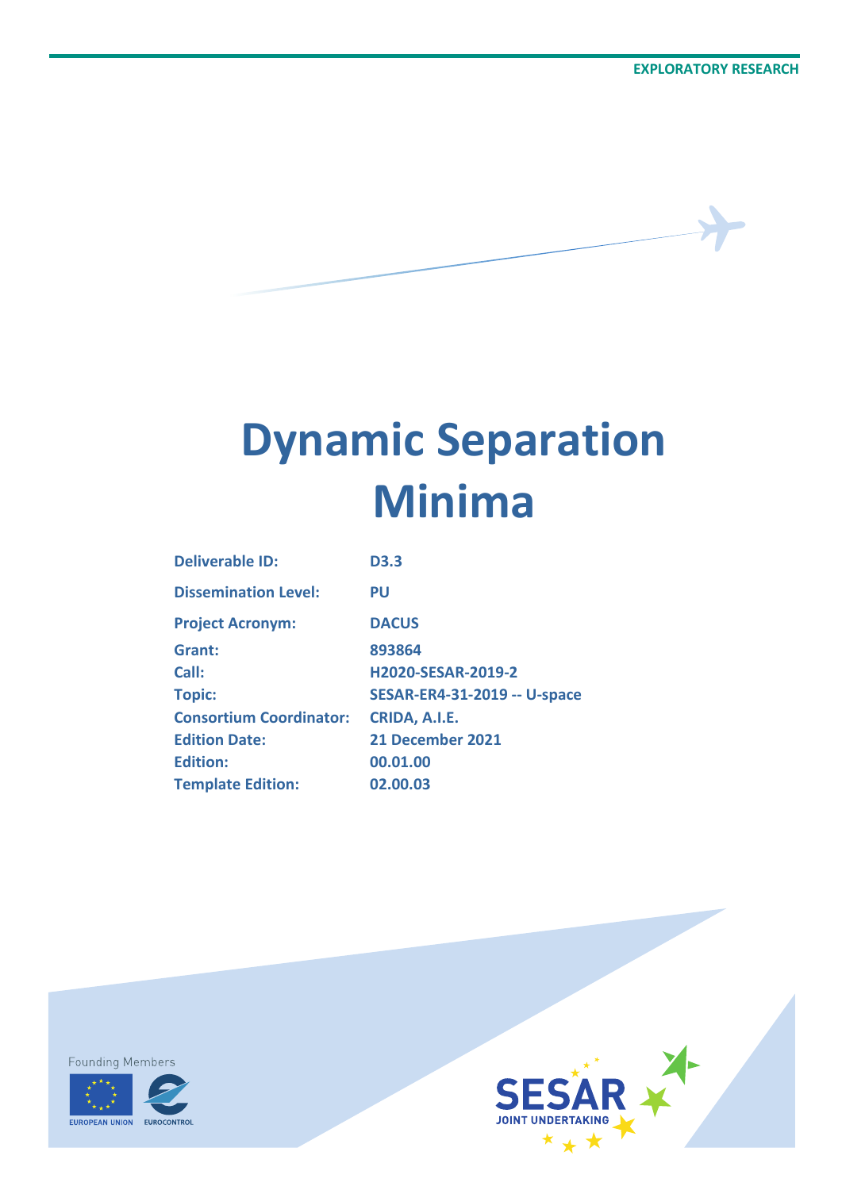EXPLORATORY RESEARCH

# Dynamic Separation Minima

| | |
|---|---|
| **Deliverable ID:** | **D3.3** |
| **Dissemination Level:** | **PU** |
| **Project Acronym:** | **DACUS** |
| **Grant:** | **893864** |
| **Call:** | **H2020-SESAR-2019-2** |
| **Topic:** | **SESAR-ER4-31-2019 -- U-space** |
| **Consortium Coordinator:** | **CRIDA, A.I.E.** |
| **Edition Date:** | **21 December 2021** |
| **Edition:** | **00.01.00** |
| **Template Edition:** | **02.00.03** |

Founding Members

EUROPEAN UNION EUROCONTROL

SESAR JOINT UNDERTAKING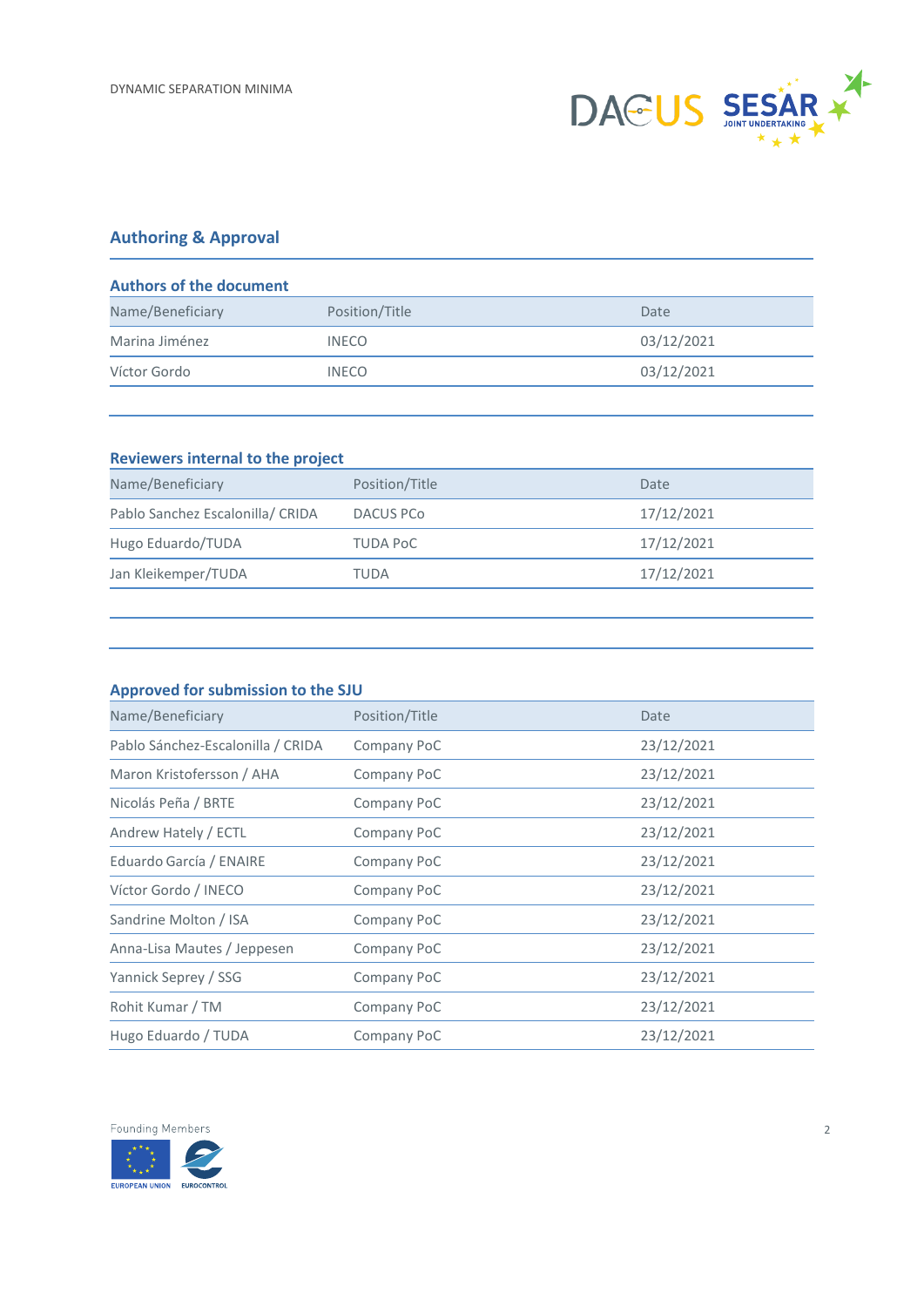## Authoring & Approval

### Authors of the document

| Name/Beneficiary | Position/Title | Date |
| --- | --- | --- |
| Marina Jiménez | INECO | 03/12/2021 |
| Víctor Gordo | INECO | 03/12/2021 |

### Reviewers internal to the project

| Name/Beneficiary | Position/Title | Date |
| --- | --- | --- |
| Pablo Sanchez Escalonilla/ CRIDA | DACUS PCo | 17/12/2021 |
| Hugo Eduardo/TUDA | TUDA PoC | 17/12/2021 |
| Jan Kleikemper/TUDA | TUDA | 17/12/2021 |

### Approved for submission to the SJU

| Name/Beneficiary | Position/Title | Date |
| --- | --- | --- |
| Pablo Sánchez-Escalonilla / CRIDA | Company PoC | 23/12/2021 |
| Maron Kristofersson / AHA | Company PoC | 23/12/2021 |
| Nicolás Peña / BRTE | Company PoC | 23/12/2021 |
| Andrew Hately / ECTL | Company PoC | 23/12/2021 |
| Eduardo García / ENAIRE | Company PoC | 23/12/2021 |
| Víctor Gordo / INECO | Company PoC | 23/12/2021 |
| Sandrine Molton / ISA | Company PoC | 23/12/2021 |
| Anna-Lisa Mautes / Jeppesen | Company PoC | 23/12/2021 |
| Yannick Seprey / SSG | Company PoC | 23/12/2021 |
| Rohit Kumar / TM | Company PoC | 23/12/2021 |
| Hugo Eduardo / TUDA | Company PoC | 23/12/2021 |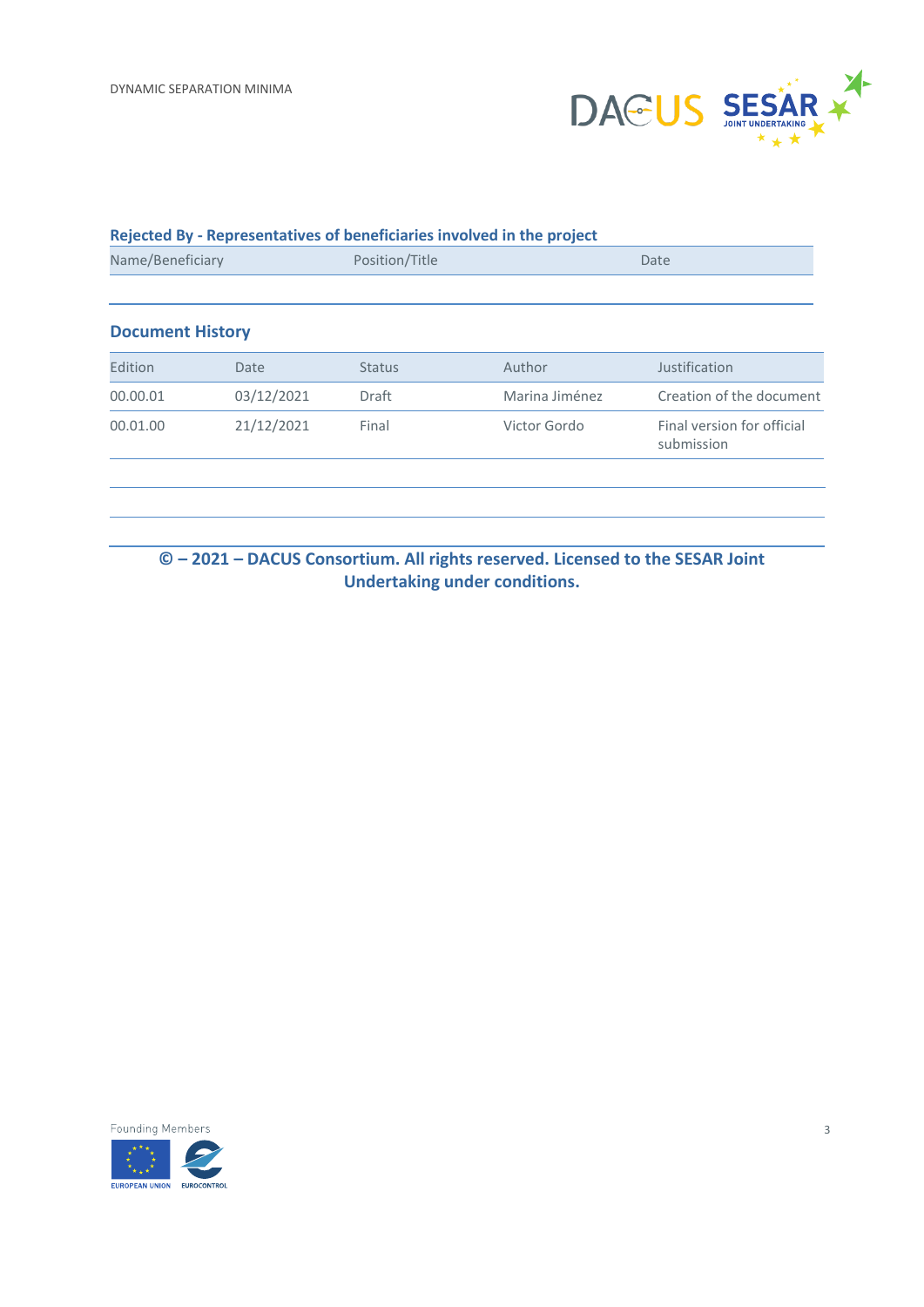## Rejected By - Representatives of beneficiaries involved in the project

| Name/Beneficiary | Position/Title | Date |
| --- | --- | --- |
| | | |

## Document History

| Edition | Date | Status | Author | Justification |
| --- | --- | --- | --- | --- |
| 00.00.01 | 03/12/2021 | Draft | Marina Jiménez | Creation of the document |
| 00.01.00 | 21/12/2021 | Final | Victor Gordo | Final version for official submission |
| | | | | |
| | | | | |

**© – 2021 – DACUS Consortium. All rights reserved. Licensed to the SESAR Joint Undertaking under conditions.**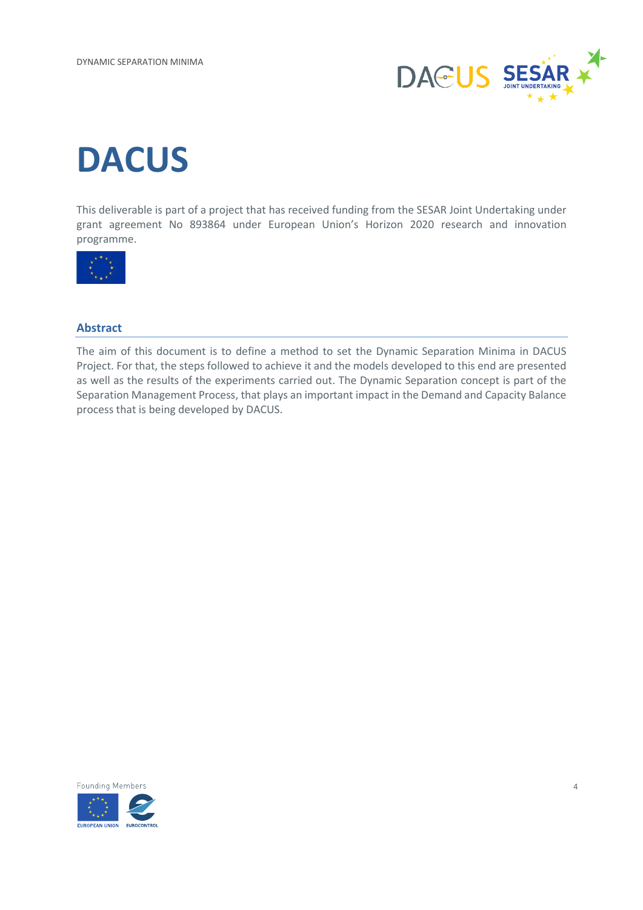# DACUS

This deliverable is part of a project that has received funding from the SESAR Joint Undertaking under grant agreement No 893864 under European Union's Horizon 2020 research and innovation programme.

## Abstract

The aim of this document is to define a method to set the Dynamic Separation Minima in DACUS Project. For that, the steps followed to achieve it and the models developed to this end are presented as well as the results of the experiments carried out. The Dynamic Separation concept is part of the Separation Management Process, that plays an important impact in the Demand and Capacity Balance process that is being developed by DACUS.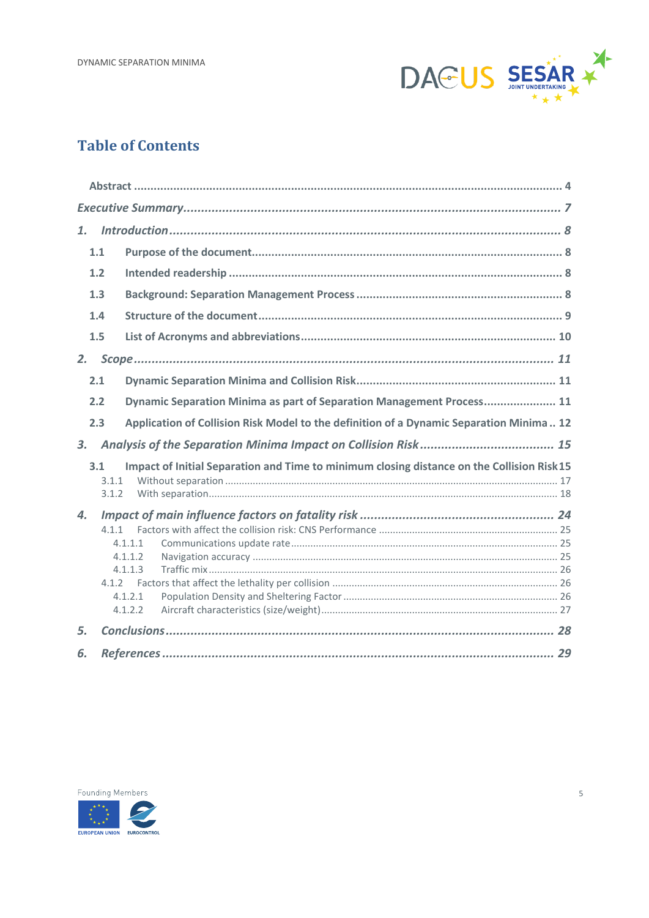# Table of Contents

Abstract ..... 4

*Executive Summary* ..... 7

1. *Introduction* ..... 8
   - 1.1 Purpose of the document ..... 8
   - 1.2 Intended readership ..... 8
   - 1.3 Background: Separation Management Process ..... 8
   - 1.4 Structure of the document ..... 9
   - 1.5 List of Acronyms and abbreviations ..... 10
2. *Scope* ..... 11
   - 2.1 Dynamic Separation Minima and Collision Risk ..... 11
   - 2.2 Dynamic Separation Minima as part of Separation Management Process ..... 11
   - 2.3 Application of Collision Risk Model to the definition of a Dynamic Separation Minima ..... 12
3. *Analysis of the Separation Minima Impact on Collision Risk* ..... 15
   - 3.1 Impact of Initial Separation and Time to minimum closing distance on the Collision Risk ..... 15
     - 3.1.1 Without separation ..... 17
     - 3.1.2 With separation ..... 18
4. *Impact of main influence factors on fatality risk* ..... 24
   - 4.1.1 Factors with affect the collision risk: CNS Performance ..... 25
     - 4.1.1.1 Communications update rate ..... 25
     - 4.1.1.2 Navigation accuracy ..... 25
     - 4.1.1.3 Traffic mix ..... 26
   - 4.1.2 Factors that affect the lethality per collision ..... 26
     - 4.1.2.1 Population Density and Sheltering Factor ..... 26
     - 4.1.2.2 Aircraft characteristics (size/weight) ..... 27
5. *Conclusions* ..... 28
6. *References* ..... 29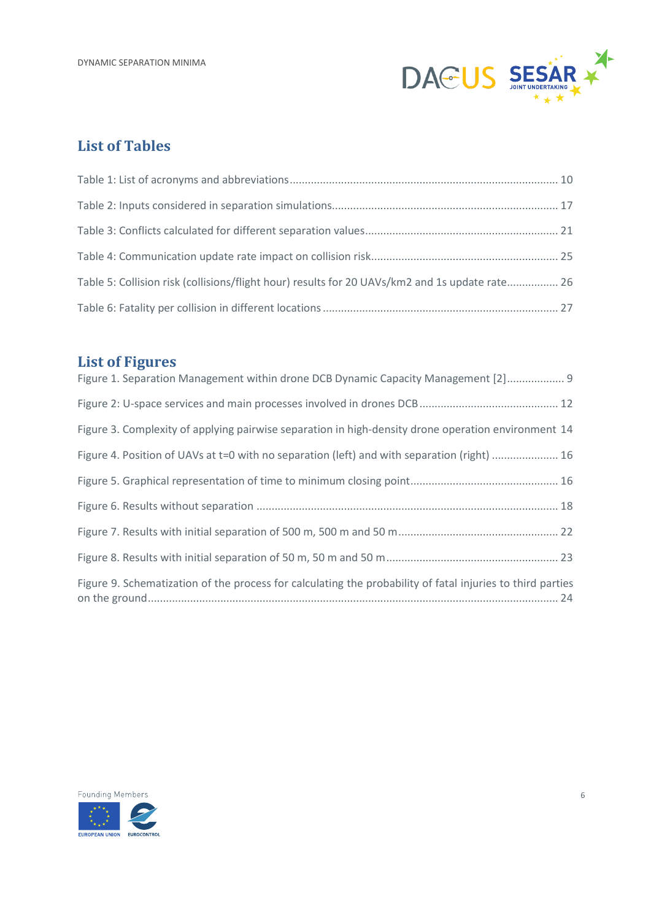## List of Tables

Table 1: List of acronyms and abbreviations ........................................................................................ 10

Table 2: Inputs considered in separation simulations.......................................................................... 17

Table 3: Conflicts calculated for different separation values............................................................... 21

Table 4: Communication update rate impact on collision risk............................................................. 25

Table 5: Collision risk (collisions/flight hour) results for 20 UAVs/km2 and 1s update rate................. 26

Table 6: Fatality per collision in different locations ............................................................................. 27

## List of Figures

Figure 1. Separation Management within drone DCB Dynamic Capacity Management [2]................... 9

Figure 2: U-space services and main processes involved in drones DCB ............................................. 12

Figure 3. Complexity of applying pairwise separation in high-density drone operation environment 14

Figure 4. Position of UAVs at t=0 with no separation (left) and with separation (right) ...................... 16

Figure 5. Graphical representation of time to minimum closing point................................................ 16

Figure 6. Results without separation ................................................................................................... 18

Figure 7. Results with initial separation of 500 m, 500 m and 50 m..................................................... 22

Figure 8. Results with initial separation of 50 m, 50 m and 50 m......................................................... 23

Figure 9. Schematization of the process for calculating the probability of fatal injuries to third parties on the ground....................................................................................................................................... 24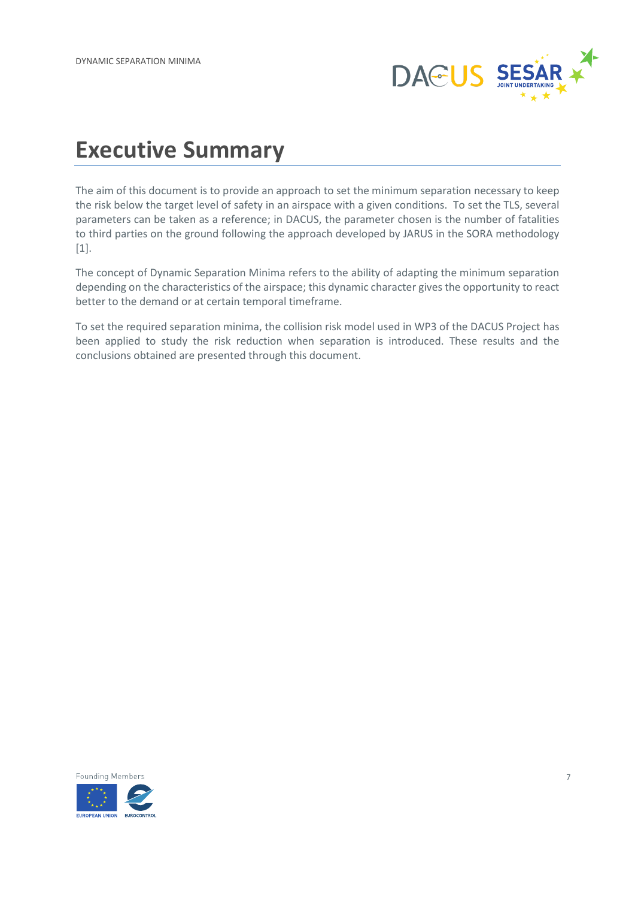# Executive Summary

The aim of this document is to provide an approach to set the minimum separation necessary to keep the risk below the target level of safety in an airspace with a given conditions. To set the TLS, several parameters can be taken as a reference; in DACUS, the parameter chosen is the number of fatalities to third parties on the ground following the approach developed by JARUS in the SORA methodology [1].

The concept of Dynamic Separation Minima refers to the ability of adapting the minimum separation depending on the characteristics of the airspace; this dynamic character gives the opportunity to react better to the demand or at certain temporal timeframe.

To set the required separation minima, the collision risk model used in WP3 of the DACUS Project has been applied to study the risk reduction when separation is introduced. These results and the conclusions obtained are presented through this document.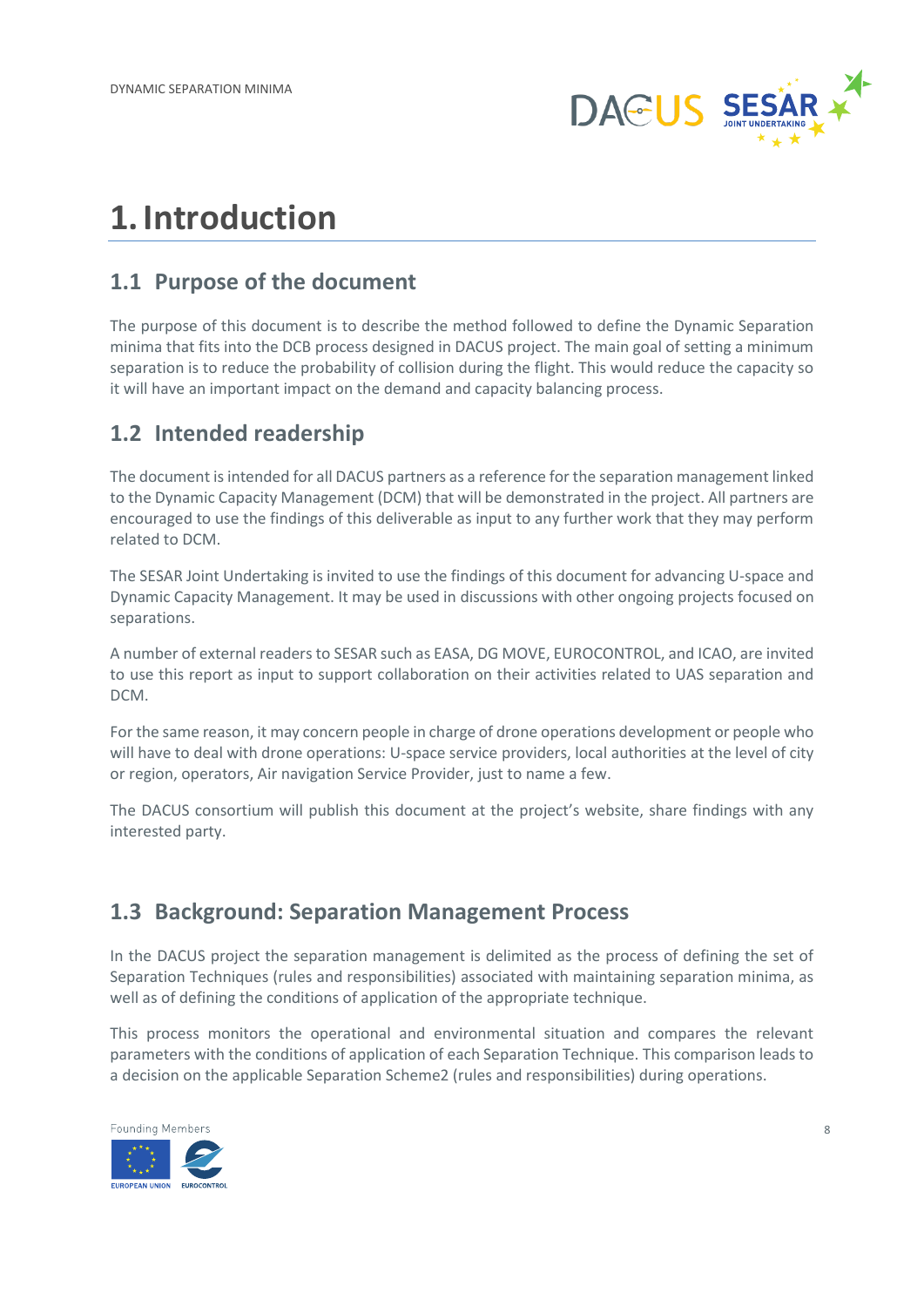// Page 8 of 29 — Dynamic Separation Minima (DACUS)
# 1. Introduction

## 1.1 Purpose of the document

The purpose of this document is to describe the method followed to define the Dynamic Separation minima that fits into the DCB process designed in DACUS project. The main goal of setting a minimum separation is to reduce the probability of collision during the flight. This would reduce the capacity so it will have an important impact on the demand and capacity balancing process.

## 1.2 Intended readership

The document is intended for all DACUS partners as a reference for the separation management linked to the Dynamic Capacity Management (DCM) that will be demonstrated in the project. All partners are encouraged to use the findings of this deliverable as input to any further work that they may perform related to DCM.

The SESAR Joint Undertaking is invited to use the findings of this document for advancing U-space and Dynamic Capacity Management. It may be used in discussions with other ongoing projects focused on separations.

A number of external readers to SESAR such as EASA, DG MOVE, EUROCONTROL, and ICAO, are invited to use this report as input to support collaboration on their activities related to UAS separation and DCM.

For the same reason, it may concern people in charge of drone operations development or people who will have to deal with drone operations: U-space service providers, local authorities at the level of city or region, operators, Air navigation Service Provider, just to name a few.

The DACUS consortium will publish this document at the project's website, share findings with any interested party.

## 1.3 Background: Separation Management Process

In the DACUS project the separation management is delimited as the process of defining the set of Separation Techniques (rules and responsibilities) associated with maintaining separation minima, as well as of defining the conditions of application of the appropriate technique.

This process monitors the operational and environmental situation and compares the relevant parameters with the conditions of application of each Separation Technique. This comparison leads to a decision on the applicable Separation Scheme2 (rules and responsibilities) during operations.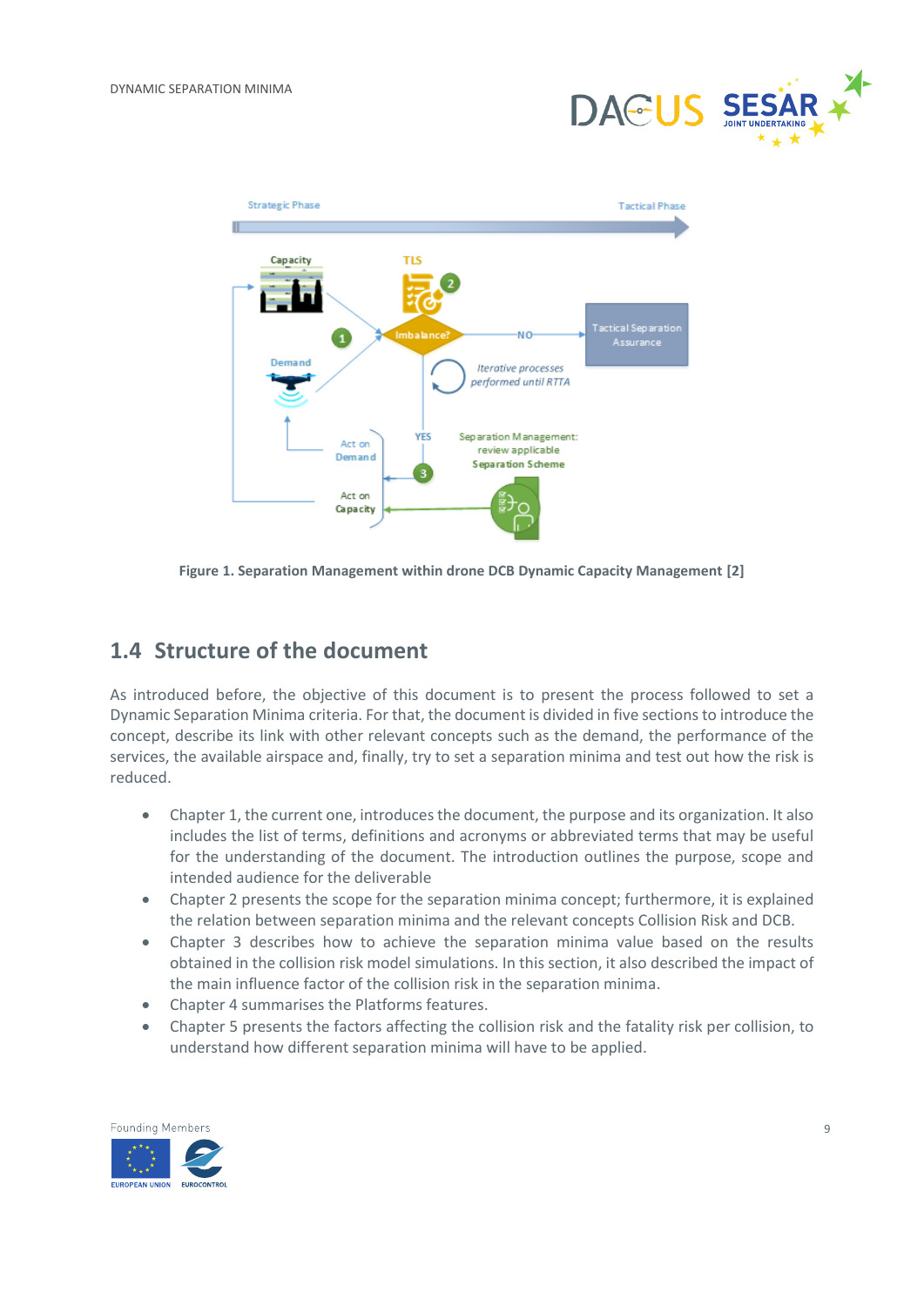Figure 1. Separation Management within drone DCB Dynamic Capacity Management [2]

## 1.4 Structure of the document

As introduced before, the objective of this document is to present the process followed to set a Dynamic Separation Minima criteria. For that, the document is divided in five sections to introduce the concept, describe its link with other relevant concepts such as the demand, the performance of the services, the available airspace and, finally, try to set a separation minima and test out how the risk is reduced.

- Chapter 1, the current one, introduces the document, the purpose and its organization. It also includes the list of terms, definitions and acronyms or abbreviated terms that may be useful for the understanding of the document. The introduction outlines the purpose, scope and intended audience for the deliverable
- Chapter 2 presents the scope for the separation minima concept; furthermore, it is explained the relation between separation minima and the relevant concepts Collision Risk and DCB.
- Chapter 3 describes how to achieve the separation minima value based on the results obtained in the collision risk model simulations. In this section, it also described the impact of the main influence factor of the collision risk in the separation minima.
- Chapter 4 summarises the Platforms features.
- Chapter 5 presents the factors affecting the collision risk and the fatality risk per collision, to understand how different separation minima will have to be applied.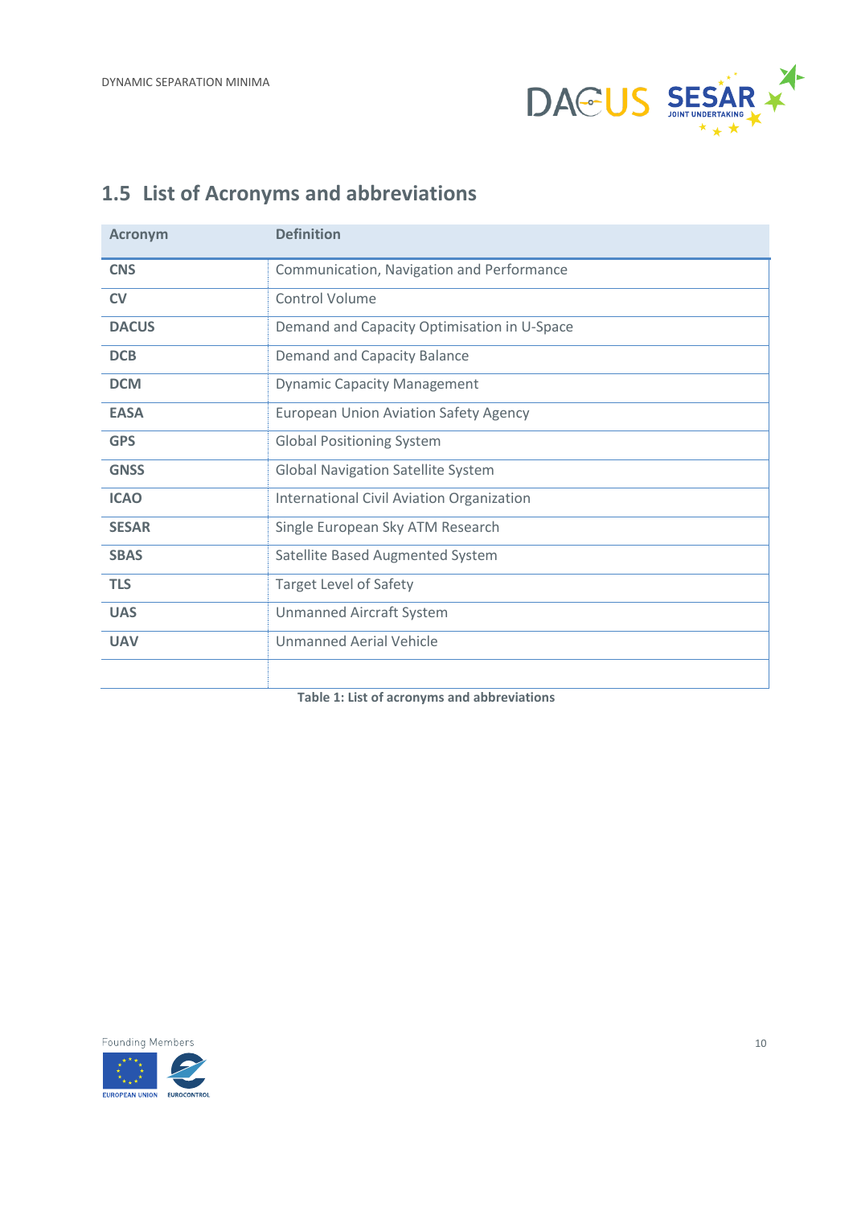## 1.5 List of Acronyms and abbreviations

| Acronym | Definition |
|---|---|
| **CNS** | Communication, Navigation and Performance |
| **CV** | Control Volume |
| **DACUS** | Demand and Capacity Optimisation in U-Space |
| **DCB** | Demand and Capacity Balance |
| **DCM** | Dynamic Capacity Management |
| **EASA** | European Union Aviation Safety Agency |
| **GPS** | Global Positioning System |
| **GNSS** | Global Navigation Satellite System |
| **ICAO** | International Civil Aviation Organization |
| **SESAR** | Single European Sky ATM Research |
| **SBAS** | Satellite Based Augmented System |
| **TLS** | Target Level of Safety |
| **UAS** | Unmanned Aircraft System |
| **UAV** | Unmanned Aerial Vehicle |
| | |

**Table 1: List of acronyms and abbreviations**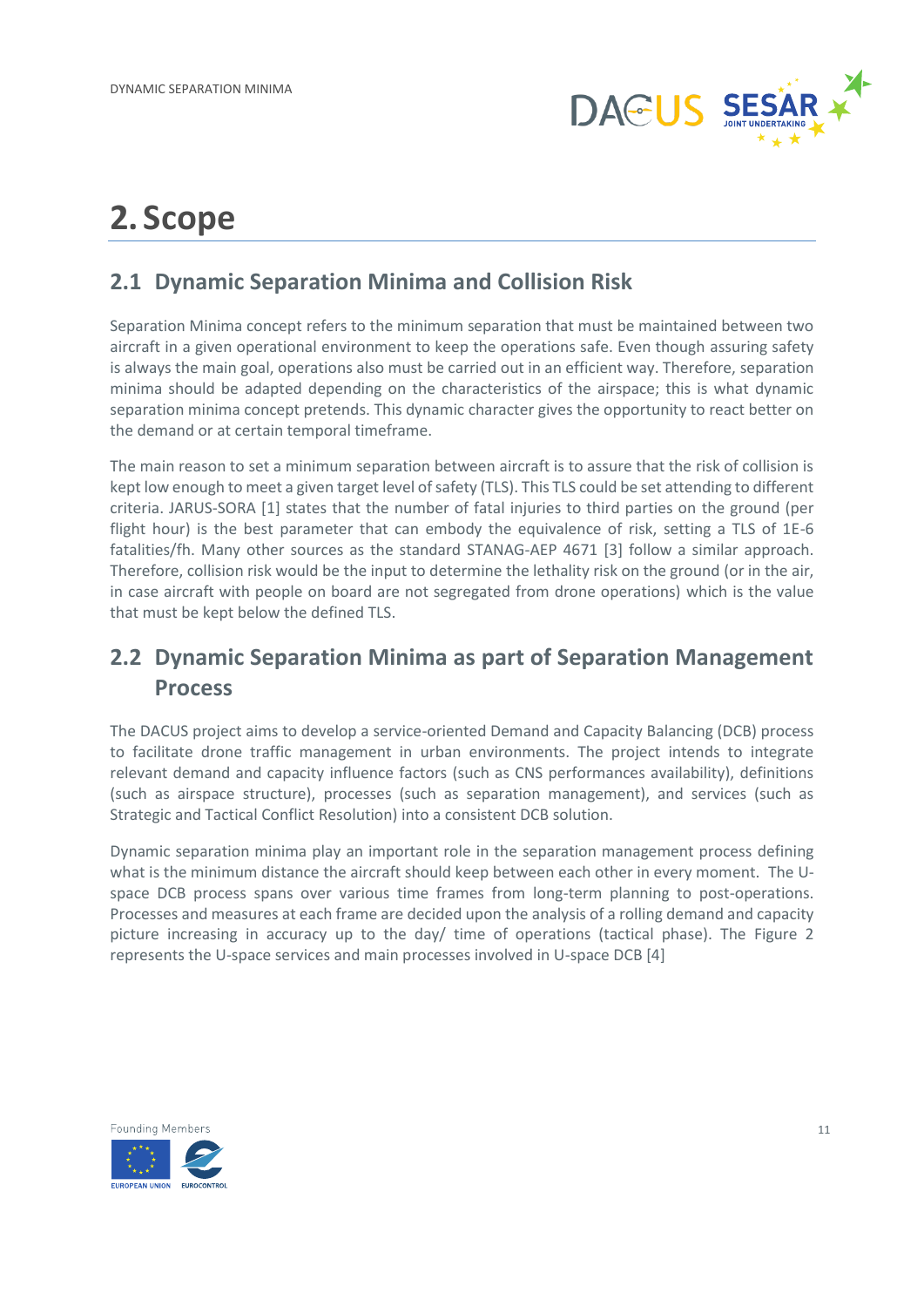# 2. Scope

## 2.1 Dynamic Separation Minima and Collision Risk

Separation Minima concept refers to the minimum separation that must be maintained between two aircraft in a given operational environment to keep the operations safe. Even though assuring safety is always the main goal, operations also must be carried out in an efficient way. Therefore, separation minima should be adapted depending on the characteristics of the airspace; this is what dynamic separation minima concept pretends. This dynamic character gives the opportunity to react better on the demand or at certain temporal timeframe.

The main reason to set a minimum separation between aircraft is to assure that the risk of collision is kept low enough to meet a given target level of safety (TLS). This TLS could be set attending to different criteria. JARUS-SORA [1] states that the number of fatal injuries to third parties on the ground (per flight hour) is the best parameter that can embody the equivalence of risk, setting a TLS of 1E-6 fatalities/fh. Many other sources as the standard STANAG-AEP 4671 [3] follow a similar approach. Therefore, collision risk would be the input to determine the lethality risk on the ground (or in the air, in case aircraft with people on board are not segregated from drone operations) which is the value that must be kept below the defined TLS.

## 2.2 Dynamic Separation Minima as part of Separation Management Process

The DACUS project aims to develop a service-oriented Demand and Capacity Balancing (DCB) process to facilitate drone traffic management in urban environments. The project intends to integrate relevant demand and capacity influence factors (such as CNS performances availability), definitions (such as airspace structure), processes (such as separation management), and services (such as Strategic and Tactical Conflict Resolution) into a consistent DCB solution.

Dynamic separation minima play an important role in the separation management process defining what is the minimum distance the aircraft should keep between each other in every moment. The U-space DCB process spans over various time frames from long-term planning to post-operations. Processes and measures at each frame are decided upon the analysis of a rolling demand and capacity picture increasing in accuracy up to the day/ time of operations (tactical phase). The Figure 2 represents the U-space services and main processes involved in U-space DCB [4]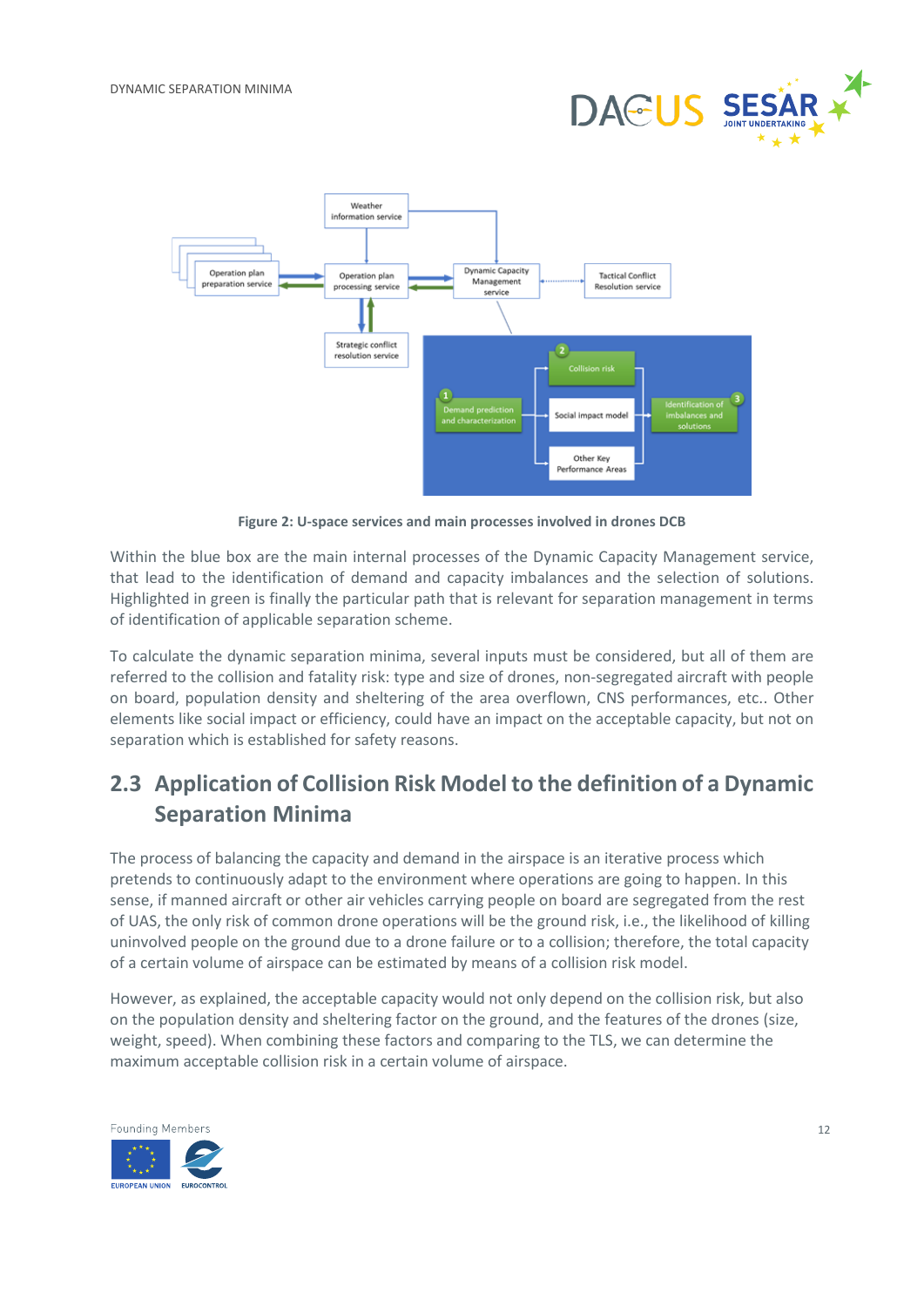Figure 2: U-space services and main processes involved in drones DCB

Within the blue box are the main internal processes of the Dynamic Capacity Management service, that lead to the identification of demand and capacity imbalances and the selection of solutions. Highlighted in green is finally the particular path that is relevant for separation management in terms of identification of applicable separation scheme.

To calculate the dynamic separation minima, several inputs must be considered, but all of them are referred to the collision and fatality risk: type and size of drones, non-segregated aircraft with people on board, population density and sheltering of the area overflown, CNS performances, etc.. Other elements like social impact or efficiency, could have an impact on the acceptable capacity, but not on separation which is established for safety reasons.

## 2.3 Application of Collision Risk Model to the definition of a Dynamic Separation Minima

The process of balancing the capacity and demand in the airspace is an iterative process which pretends to continuously adapt to the environment where operations are going to happen. In this sense, if manned aircraft or other air vehicles carrying people on board are segregated from the rest of UAS, the only risk of common drone operations will be the ground risk, i.e., the likelihood of killing uninvolved people on the ground due to a drone failure or to a collision; therefore, the total capacity of a certain volume of airspace can be estimated by means of a collision risk model.

However, as explained, the acceptable capacity would not only depend on the collision risk, but also on the population density and sheltering factor on the ground, and the features of the drones (size, weight, speed). When combining these factors and comparing to the TLS, we can determine the maximum acceptable collision risk in a certain volume of airspace.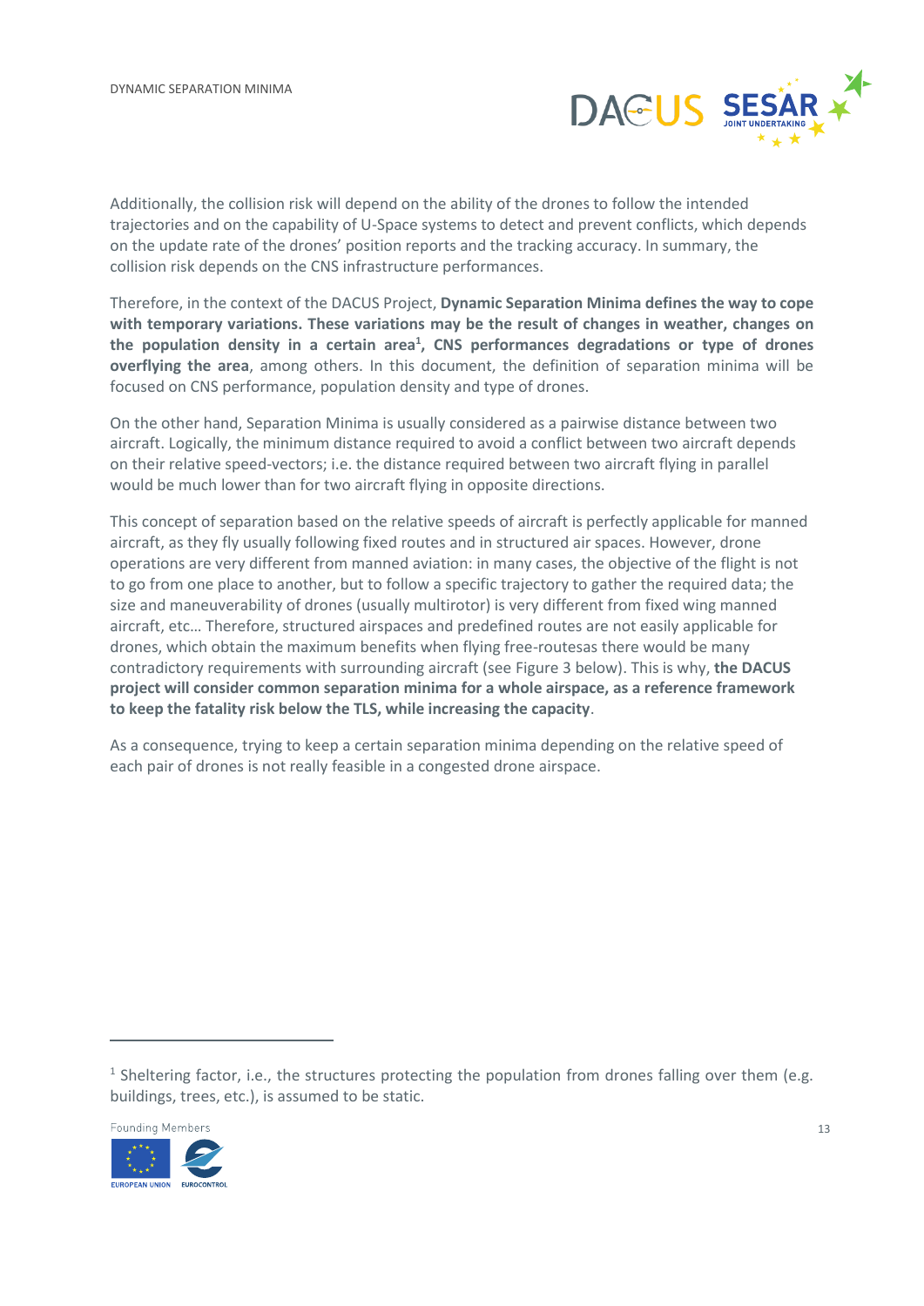Additionally, the collision risk will depend on the ability of the drones to follow the intended trajectories and on the capability of U-Space systems to detect and prevent conflicts, which depends on the update rate of the drones' position reports and the tracking accuracy. In summary, the collision risk depends on the CNS infrastructure performances.

Therefore, in the context of the DACUS Project, **Dynamic Separation Minima defines the way to cope with temporary variations. These variations may be the result of changes in weather, changes on the population density in a certain area[1], CNS performances degradations or type of drones overflying the area**, among others. In this document, the definition of separation minima will be focused on CNS performance, population density and type of drones.

On the other hand, Separation Minima is usually considered as a pairwise distance between two aircraft. Logically, the minimum distance required to avoid a conflict between two aircraft depends on their relative speed-vectors; i.e. the distance required between two aircraft flying in parallel would be much lower than for two aircraft flying in opposite directions.

This concept of separation based on the relative speeds of aircraft is perfectly applicable for manned aircraft, as they fly usually following fixed routes and in structured air spaces. However, drone operations are very different from manned aviation: in many cases, the objective of the flight is not to go from one place to another, but to follow a specific trajectory to gather the required data; the size and maneuverability of drones (usually multirotor) is very different from fixed wing manned aircraft, etc… Therefore, structured airspaces and predefined routes are not easily applicable for drones, which obtain the maximum benefits when flying free-routesas there would be many contradictory requirements with surrounding aircraft (see Figure 3 below). This is why, **the DACUS project will consider common separation minima for a whole airspace, as a reference framework to keep the fatality risk below the TLS, while increasing the capacity**.

As a consequence, trying to keep a certain separation minima depending on the relative speed of each pair of drones is not really feasible in a congested drone airspace.

---

[1] Sheltering factor, i.e., the structures protecting the population from drones falling over them (e.g. buildings, trees, etc.), is assumed to be static.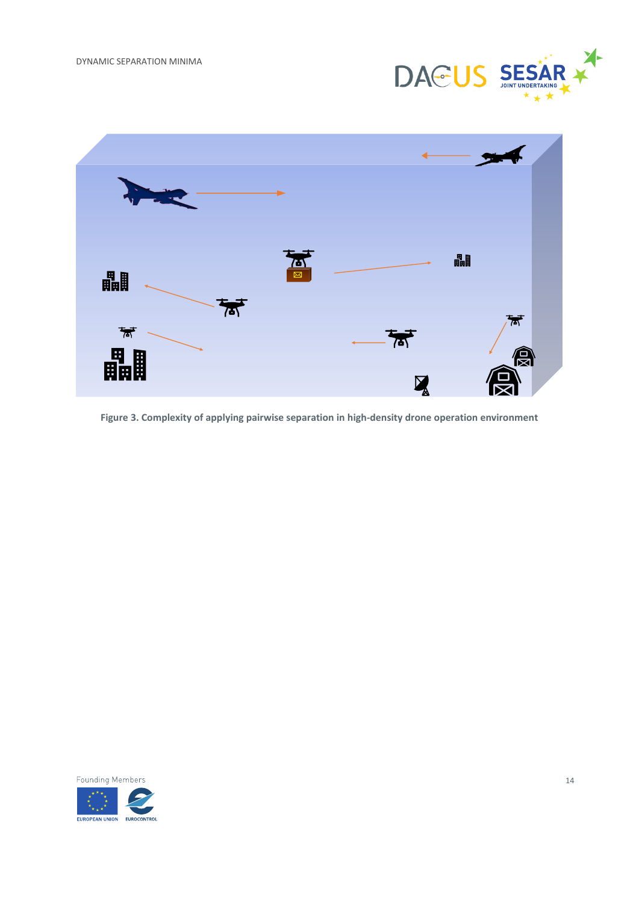Figure 3. Complexity of applying pairwise separation in high-density drone operation environment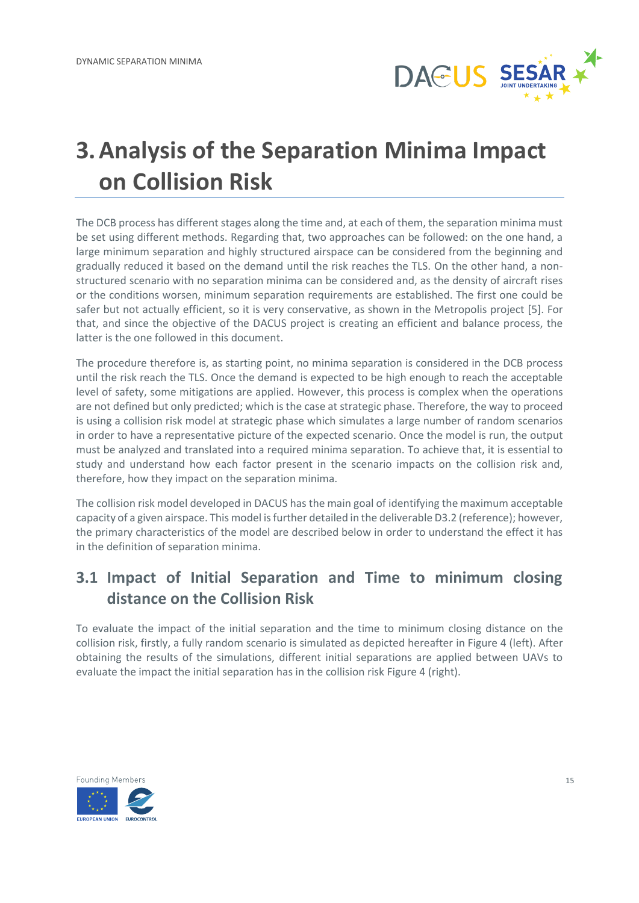# 3. Analysis of the Separation Minima Impact on Collision Risk

The DCB process has different stages along the time and, at each of them, the separation minima must be set using different methods. Regarding that, two approaches can be followed: on the one hand, a large minimum separation and highly structured airspace can be considered from the beginning and gradually reduced it based on the demand until the risk reaches the TLS. On the other hand, a non-structured scenario with no separation minima can be considered and, as the density of aircraft rises or the conditions worsen, minimum separation requirements are established. The first one could be safer but not actually efficient, so it is very conservative, as shown in the Metropolis project [5]. For that, and since the objective of the DACUS project is creating an efficient and balance process, the latter is the one followed in this document.

The procedure therefore is, as starting point, no minima separation is considered in the DCB process until the risk reach the TLS. Once the demand is expected to be high enough to reach the acceptable level of safety, some mitigations are applied. However, this process is complex when the operations are not defined but only predicted; which is the case at strategic phase. Therefore, the way to proceed is using a collision risk model at strategic phase which simulates a large number of random scenarios in order to have a representative picture of the expected scenario. Once the model is run, the output must be analyzed and translated into a required minima separation. To achieve that, it is essential to study and understand how each factor present in the scenario impacts on the collision risk and, therefore, how they impact on the separation minima.

The collision risk model developed in DACUS has the main goal of identifying the maximum acceptable capacity of a given airspace. This model is further detailed in the deliverable D3.2 (reference); however, the primary characteristics of the model are described below in order to understand the effect it has in the definition of separation minima.

## 3.1 Impact of Initial Separation and Time to minimum closing distance on the Collision Risk

To evaluate the impact of the initial separation and the time to minimum closing distance on the collision risk, firstly, a fully random scenario is simulated as depicted hereafter in Figure 4 (left). After obtaining the results of the simulations, different initial separations are applied between UAVs to evaluate the impact the initial separation has in the collision risk Figure 4 (right).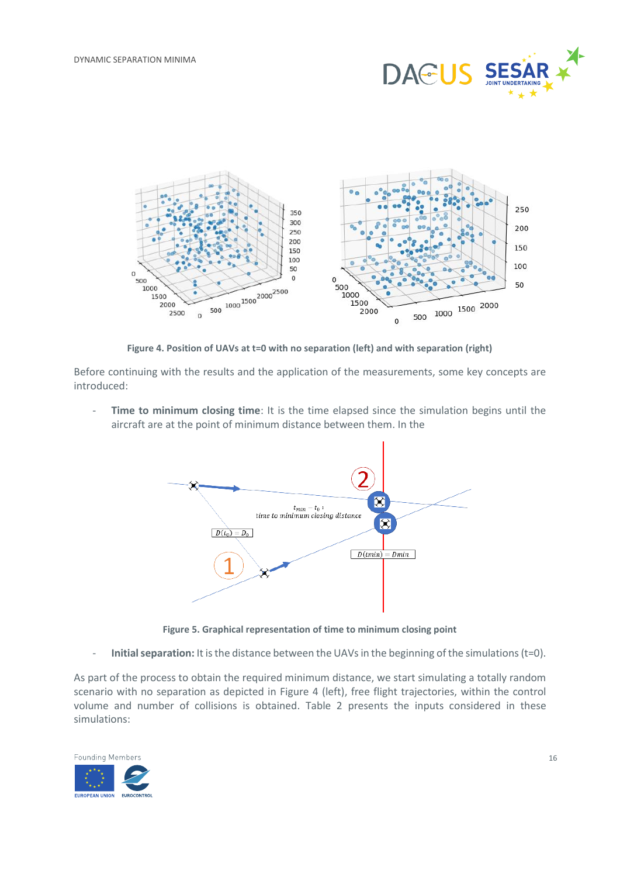Figure 4. Position of UAVs at t=0 with no separation (left) and with separation (right)

Before continuing with the results and the application of the measurements, some key concepts are introduced:

- **Time to minimum closing time**: It is the time elapsed since the simulation begins until the aircraft are at the point of minimum distance between them. In the

Figure 5. Graphical representation of time to minimum closing point

- **Initial separation:** It is the distance between the UAVs in the beginning of the simulations (t=0).

As part of the process to obtain the required minimum distance, we start simulating a totally random scenario with no separation as depicted in Figure 4 (left), free flight trajectories, within the control volume and number of collisions is obtained. Table 2 presents the inputs considered in these simulations: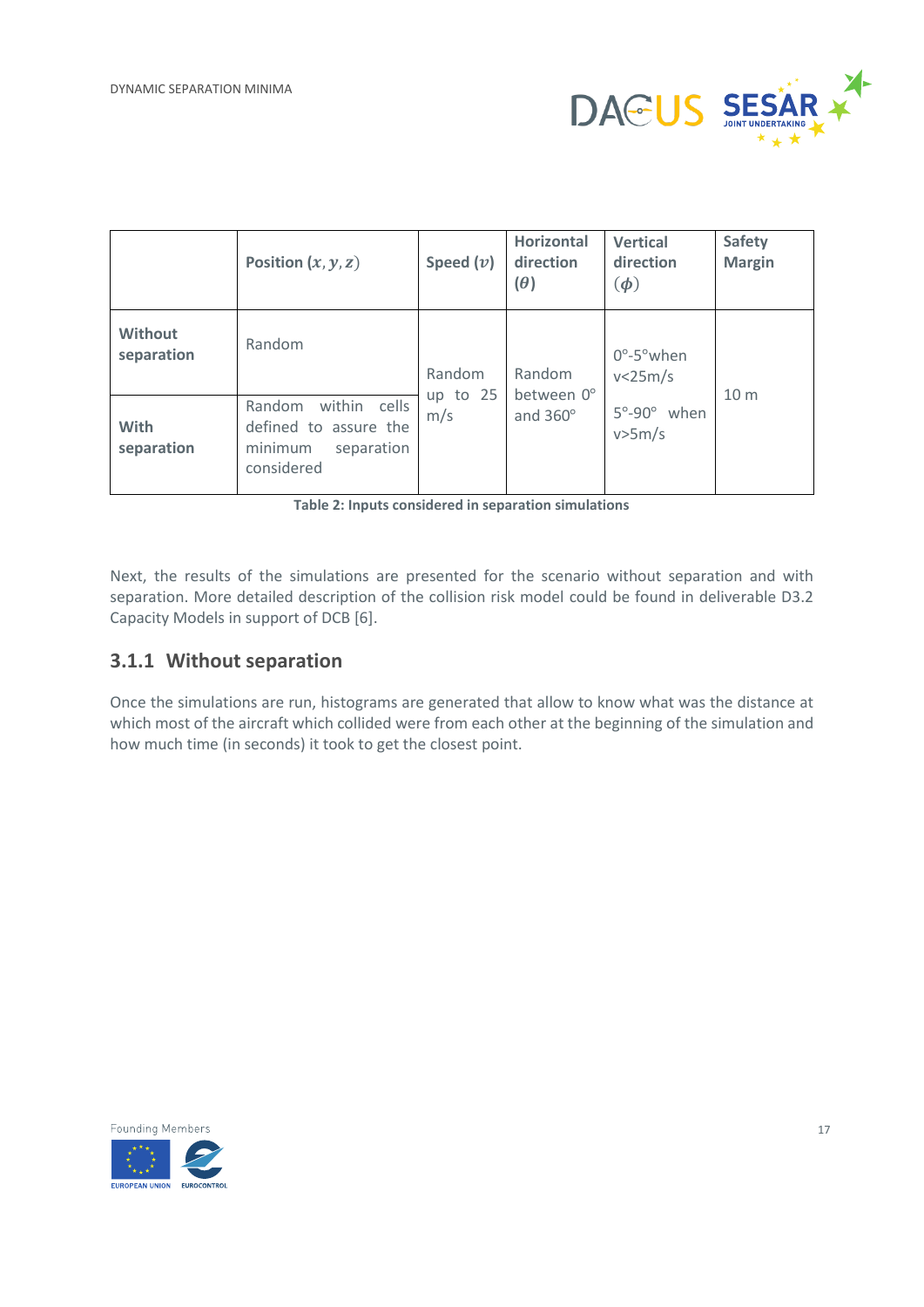|  | Position $(x, y, z)$ | Speed $(v)$ | Horizontal direction $(\theta)$ | Vertical direction $(\phi)$ | Safety Margin |
|---|---|---|---|---|---|
| **Without separation** | Random | Random up to 25 m/s | Random between 0° and 360° | 0°-5°when v<25m/s<br>5°-90° when v>5m/s | 10 m |
| **With separation** | Random within cells defined to assure the minimum separation considered | | | | |

**Table 2: Inputs considered in separation simulations**

Next, the results of the simulations are presented for the scenario without separation and with separation. More detailed description of the collision risk model could be found in deliverable D3.2 Capacity Models in support of DCB [6].

### 3.1.1 Without separation

Once the simulations are run, histograms are generated that allow to know what was the distance at which most of the aircraft which collided were from each other at the beginning of the simulation and how much time (in seconds) it took to get the closest point.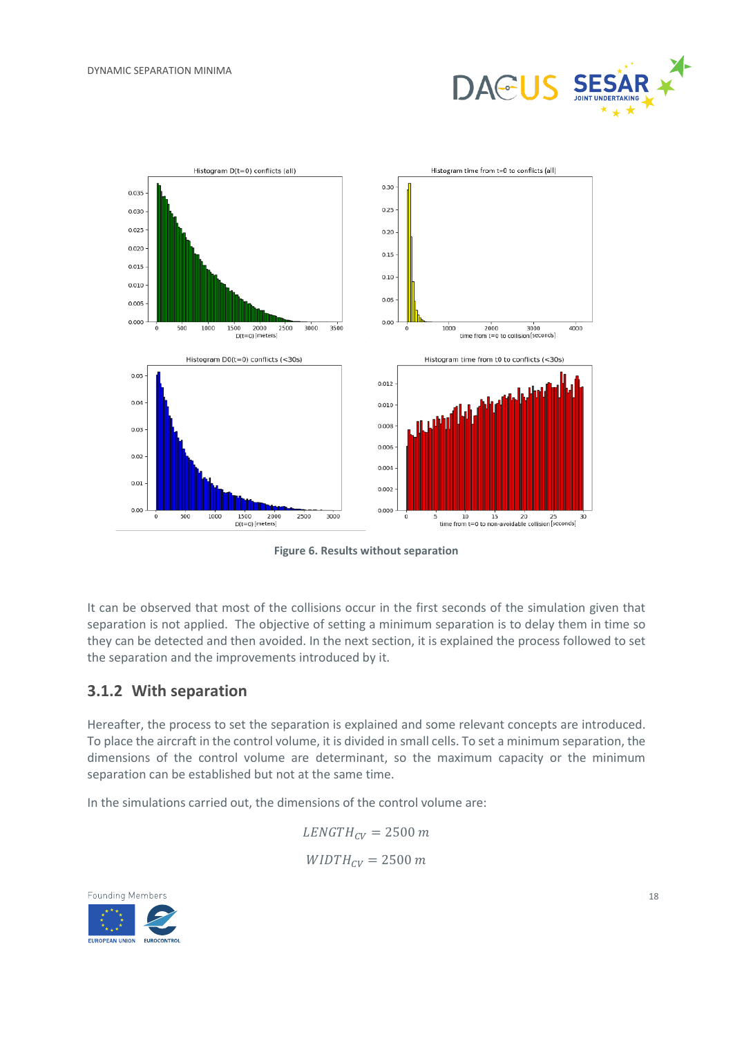Figure 6. Results without separation

It can be observed that most of the collisions occur in the first seconds of the simulation given that separation is not applied. The objective of setting a minimum separation is to delay them in time so they can be detected and then avoided. In the next section, it is explained the process followed to set the separation and the improvements introduced by it.

### 3.1.2 With separation

Hereafter, the process to set the separation is explained and some relevant concepts are introduced. To place the aircraft in the control volume, it is divided in small cells. To set a minimum separation, the dimensions of the control volume are determinant, so the maximum capacity or the minimum separation can be established but not at the same time.

In the simulations carried out, the dimensions of the control volume are:

$$LENGTH_{CV} = 2500\ m$$

$$WIDTH_{CV} = 2500\ m$$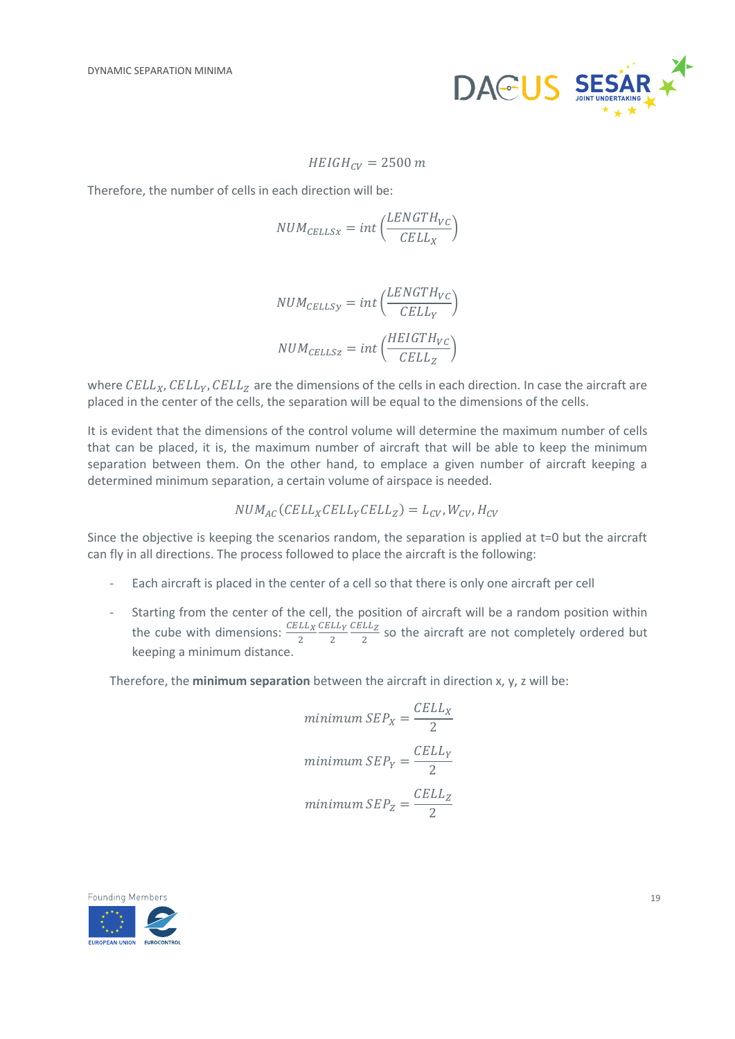$$HEIGH_{CV} = 2500\ m$$

Therefore, the number of cells in each direction will be:

$$NUM_{CELLSx} = int\left(\frac{LENGTH_{VC}}{CELL_X}\right)$$

$$NUM_{CELLSy} = int\left(\frac{LENGTH_{VC}}{CELL_Y}\right)$$

$$NUM_{CELLSz} = int\left(\frac{HEIGTH_{VC}}{CELL_Z}\right)$$

where $CELL_X, CELL_Y, CELL_Z$ are the dimensions of the cells in each direction. In case the aircraft are placed in the center of the cells, the separation will be equal to the dimensions of the cells.

It is evident that the dimensions of the control volume will determine the maximum number of cells that can be placed, it is, the maximum number of aircraft that will be able to keep the minimum separation between them. On the other hand, to emplace a given number of aircraft keeping a determined minimum separation, a certain volume of airspace is needed.

$$NUM_{AC}(CELL_X CELL_Y CELL_Z) = L_{CV}, W_{CV}, H_{CV}$$

Since the objective is keeping the scenarios random, the separation is applied at t=0 but the aircraft can fly in all directions. The process followed to place the aircraft is the following:

- Each aircraft is placed in the center of a cell so that there is only one aircraft per cell
- Starting from the center of the cell, the position of aircraft will be a random position within the cube with dimensions: $\frac{CELL_X}{2}\frac{CELL_Y}{2}\frac{CELL_Z}{2}$ so the aircraft are not completely ordered but keeping a minimum distance.

Therefore, the **minimum separation** between the aircraft in direction x, y, z will be:

$$minimum\ SEP_X = \frac{CELL_X}{2}$$

$$minimum\ SEP_Y = \frac{CELL_Y}{2}$$

$$minimum\ SEP_Z = \frac{CELL_Z}{2}$$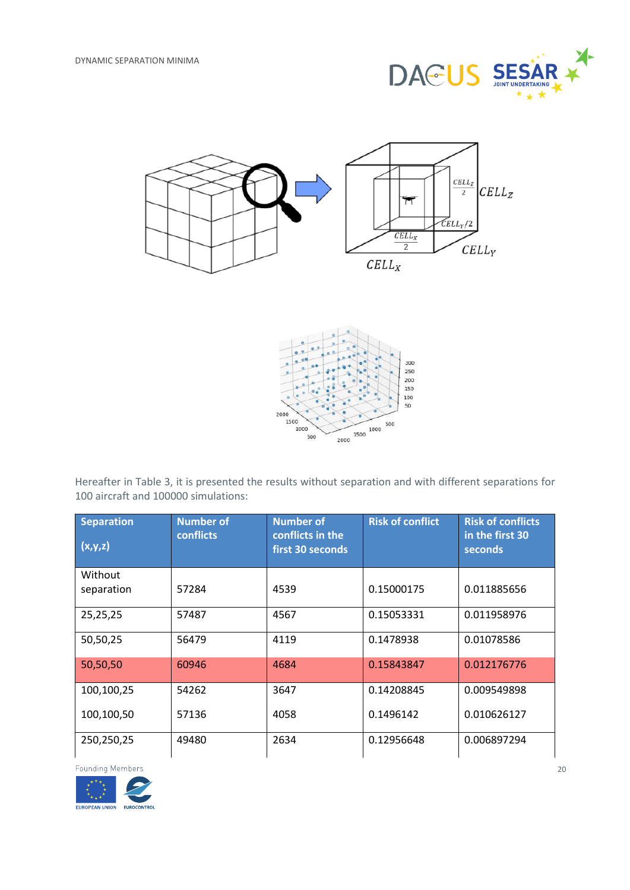Hereafter in Table 3, it is presented the results without separation and with different separations for 100 aircraft and 100000 simulations:

| Separation (x,y,z) | Number of conflicts | Number of conflicts in the first 30 seconds | Risk of conflict | Risk of conflicts in the first 30 seconds |
|---|---|---|---|---|
| Without separation | 57284 | 4539 | 0.15000175 | 0.011885656 |
| 25,25,25 | 57487 | 4567 | 0.15053331 | 0.011958976 |
| 50,50,25 | 56479 | 4119 | 0.1478938 | 0.01078586 |
| 50,50,50 | 60946 | 4684 | 0.15843847 | 0.012176776 |
| 100,100,25 | 54262 | 3647 | 0.14208845 | 0.009549898 |
| 100,100,50 | 57136 | 4058 | 0.1496142 | 0.010626127 |
| 250,250,25 | 49480 | 2634 | 0.12956648 | 0.006897294 |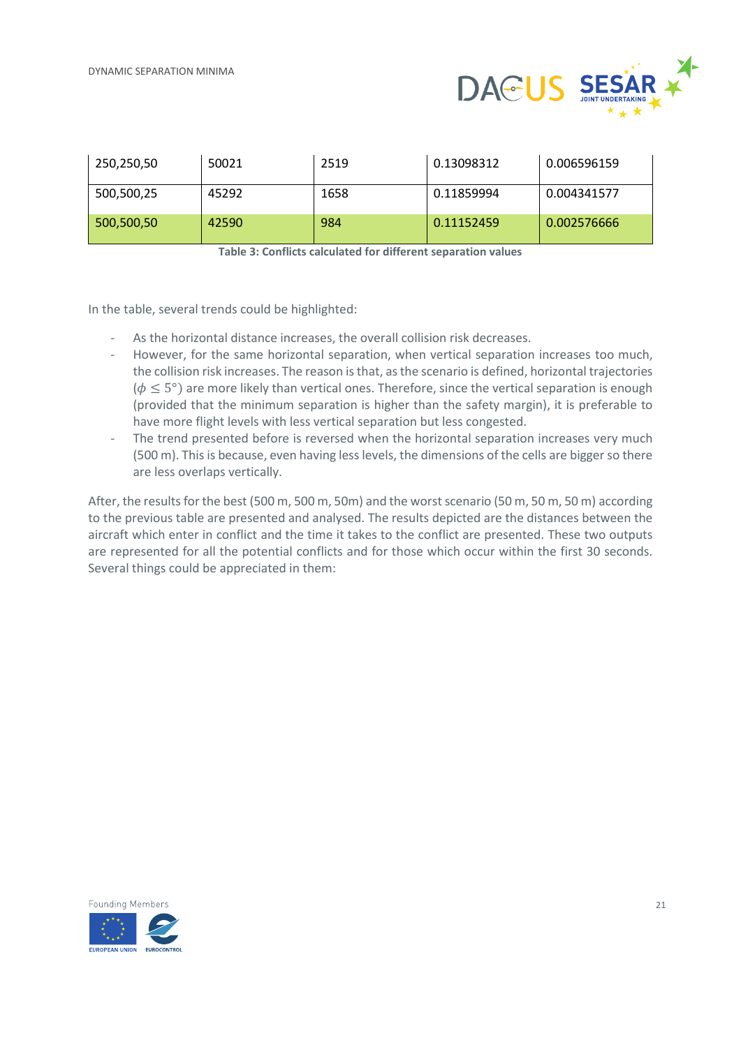| 250,250,50 | 50021 | 2519 | 0.13098312 | 0.006596159 |
|---|---|---|---|---|
| 500,500,25 | 45292 | 1658 | 0.11859994 | 0.004341577 |
| 500,500,50 | 42590 | 984 | 0.11152459 | 0.002576666 |

**Table 3: Conflicts calculated for different separation values**

In the table, several trends could be highlighted:

- As the horizontal distance increases, the overall collision risk decreases.
- However, for the same horizontal separation, when vertical separation increases too much, the collision risk increases. The reason is that, as the scenario is defined, horizontal trajectories ($\phi \leq 5°$) are more likely than vertical ones. Therefore, since the vertical separation is enough (provided that the minimum separation is higher than the safety margin), it is preferable to have more flight levels with less vertical separation but less congested.
- The trend presented before is reversed when the horizontal separation increases very much (500 m). This is because, even having less levels, the dimensions of the cells are bigger so there are less overlaps vertically.

After, the results for the best (500 m, 500 m, 50m) and the worst scenario (50 m, 50 m, 50 m) according to the previous table are presented and analysed. The results depicted are the distances between the aircraft which enter in conflict and the time it takes to the conflict are presented. These two outputs are represented for all the potential conflicts and for those which occur within the first 30 seconds. Several things could be appreciated in them: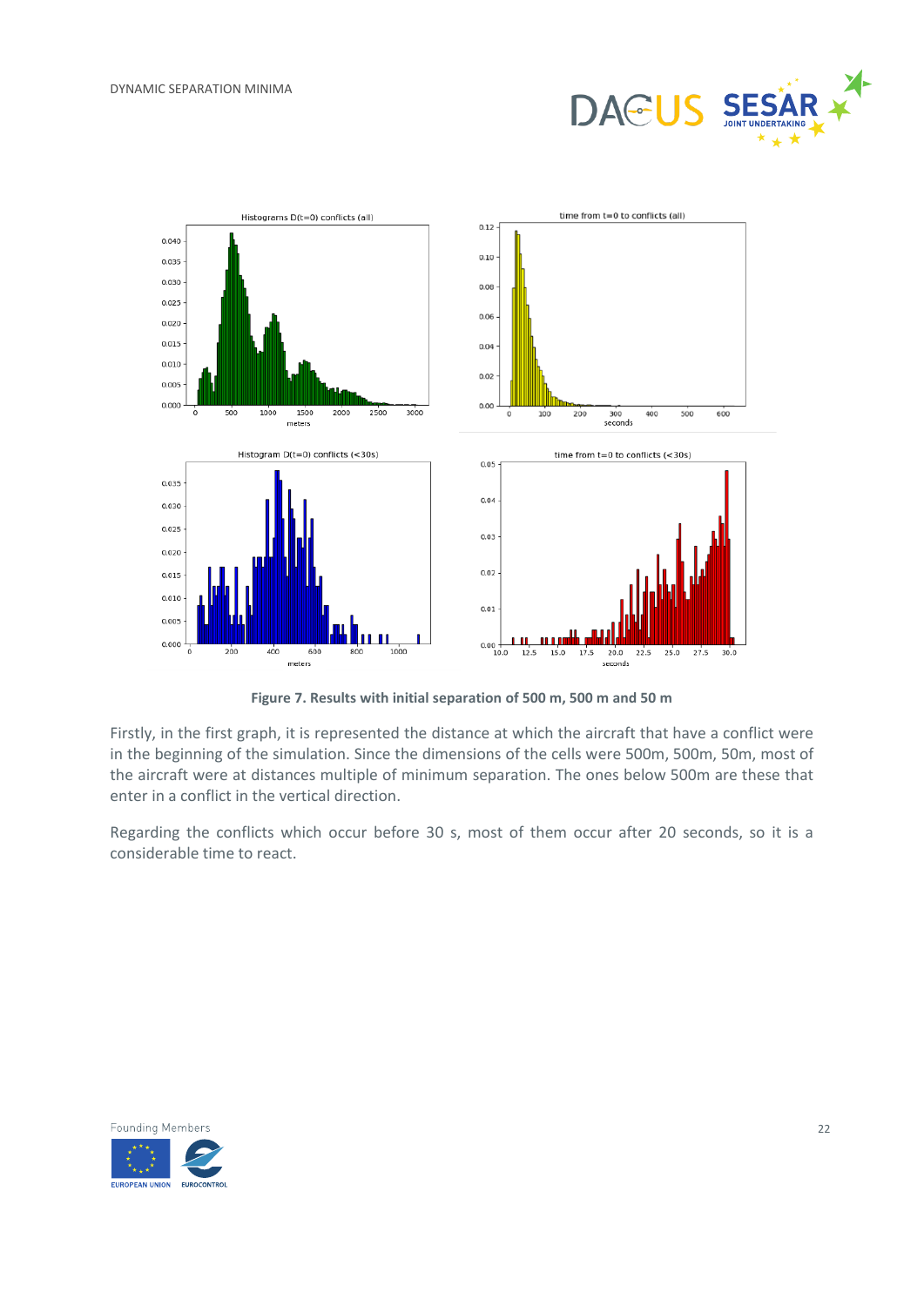**Figure 7. Results with initial separation of 500 m, 500 m and 50 m**

Firstly, in the first graph, it is represented the distance at which the aircraft that have a conflict were in the beginning of the simulation. Since the dimensions of the cells were 500m, 500m, 50m, most of the aircraft were at distances multiple of minimum separation. The ones below 500m are these that enter in a conflict in the vertical direction.

Regarding the conflicts which occur before 30 s, most of them occur after 20 seconds, so it is a considerable time to react.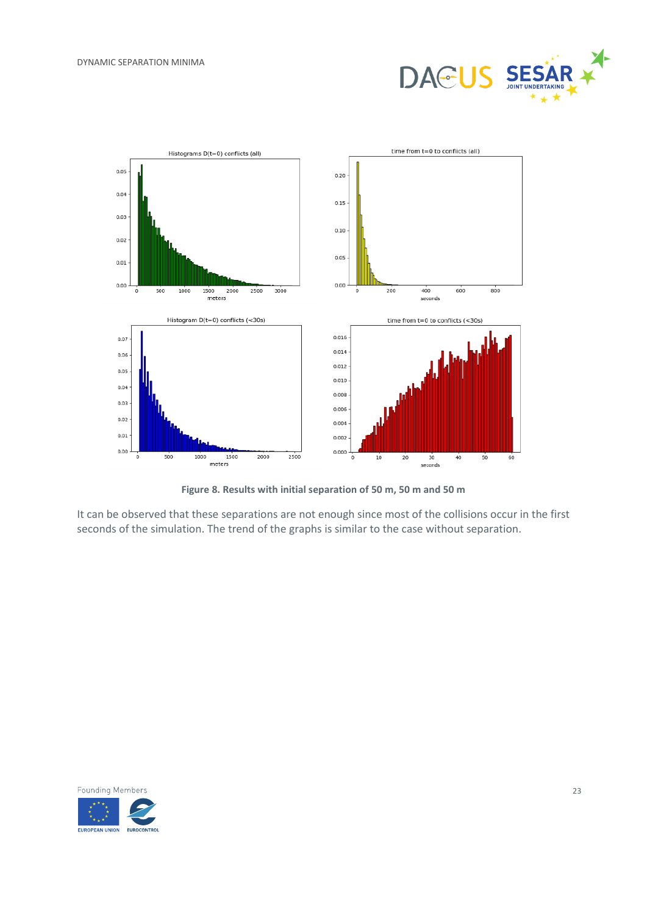**Figure 8. Results with initial separation of 50 m, 50 m and 50 m**

It can be observed that these separations are not enough since most of the collisions occur in the first seconds of the simulation. The trend of the graphs is similar to the case without separation.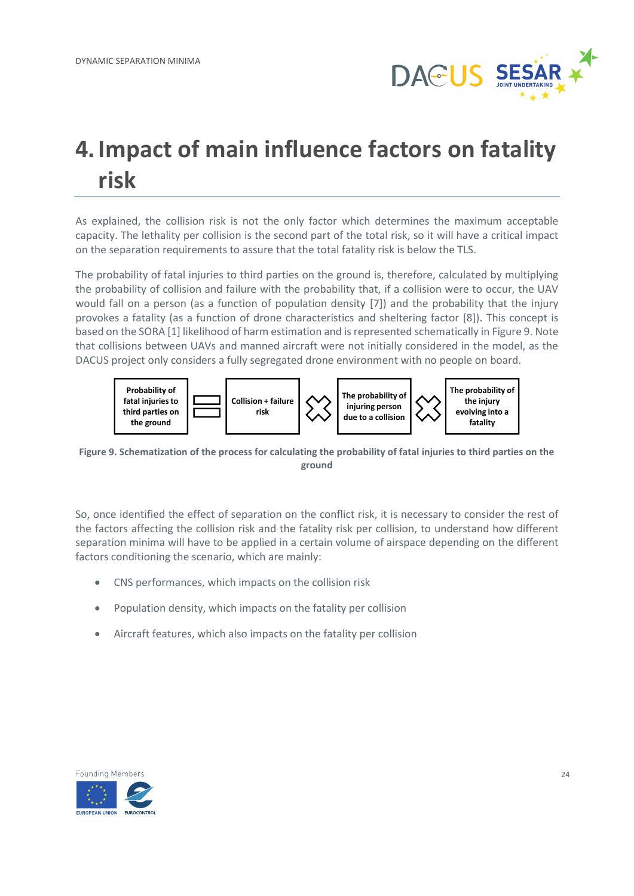# 4. Impact of main influence factors on fatality risk

As explained, the collision risk is not the only factor which determines the maximum acceptable capacity. The lethality per collision is the second part of the total risk, so it will have a critical impact on the separation requirements to assure that the total fatality risk is below the TLS.

The probability of fatal injuries to third parties on the ground is, therefore, calculated by multiplying the probability of collision and failure with the probability that, if a collision were to occur, the UAV would fall on a person (as a function of population density [7]) and the probability that the injury provokes a fatality (as a function of drone characteristics and sheltering factor [8]). This concept is based on the SORA [1] likelihood of harm estimation and is represented schematically in Figure 9. Note that collisions between UAVs and manned aircraft were not initially considered in the model, as the DACUS project only considers a fully segregated drone environment with no people on board.

**Probability of fatal injuries to third parties on the ground** = **Collision + failure risk** × **The probability of injuring person due to a collision** × **The probability of the injury evolving into a fatality**

**Figure 9. Schematization of the process for calculating the probability of fatal injuries to third parties on the ground**

So, once identified the effect of separation on the conflict risk, it is necessary to consider the rest of the factors affecting the collision risk and the fatality risk per collision, to understand how different separation minima will have to be applied in a certain volume of airspace depending on the different factors conditioning the scenario, which are mainly:

- CNS performances, which impacts on the collision risk
- Population density, which impacts on the fatality per collision
- Aircraft features, which also impacts on the fatality per collision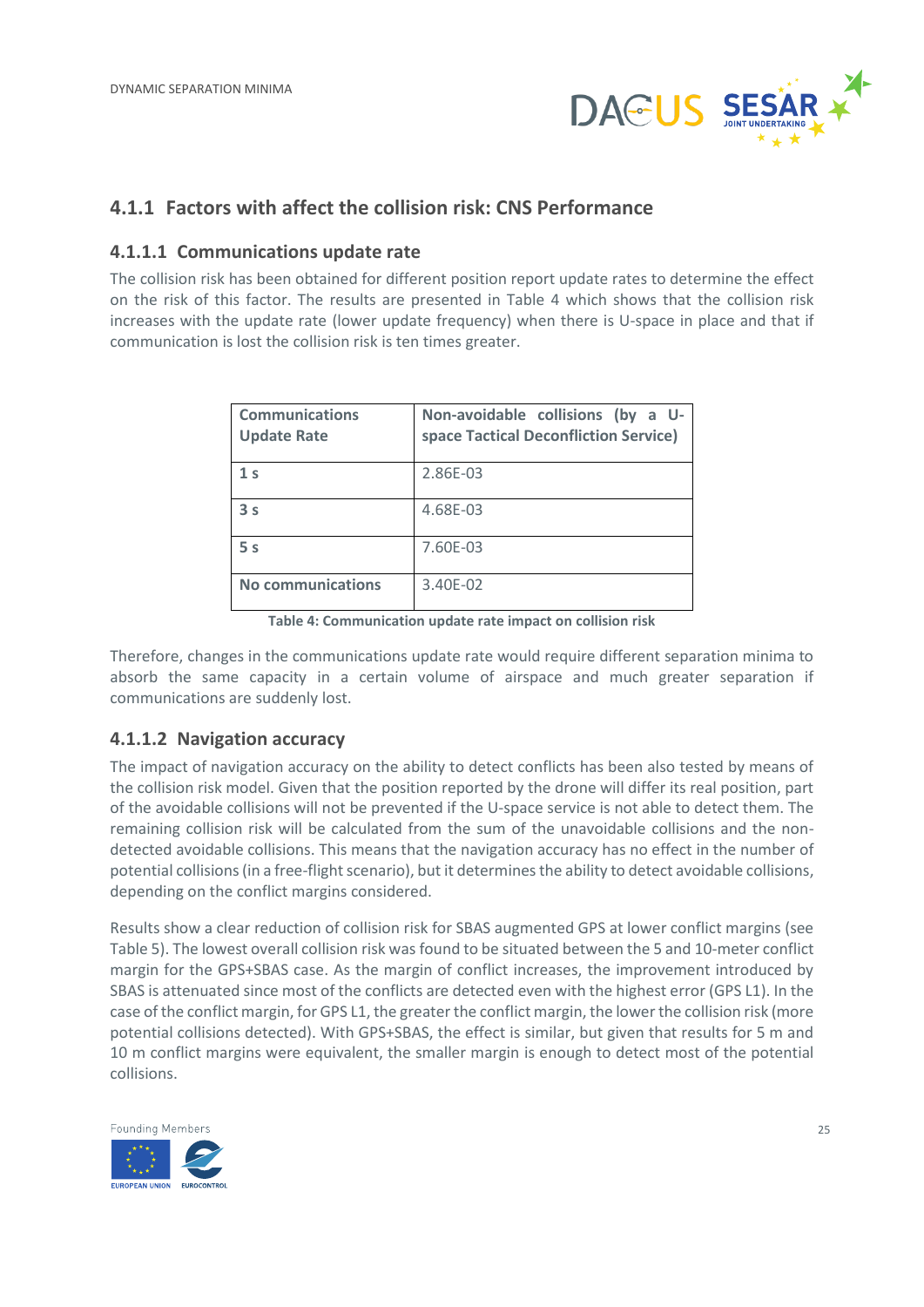### 4.1.1 Factors with affect the collision risk: CNS Performance

#### 4.1.1.1 Communications update rate

The collision risk has been obtained for different position report update rates to determine the effect on the risk of this factor. The results are presented in Table 4 which shows that the collision risk increases with the update rate (lower update frequency) when there is U-space in place and that if communication is lost the collision risk is ten times greater.

| Communications Update Rate | Non-avoidable collisions (by a U-space Tactical Deconfliction Service) |
|---|---|
| 1 s | 2.86E-03 |
| 3 s | 4.68E-03 |
| 5 s | 7.60E-03 |
| No communications | 3.40E-02 |

**Table 4: Communication update rate impact on collision risk**

Therefore, changes in the communications update rate would require different separation minima to absorb the same capacity in a certain volume of airspace and much greater separation if communications are suddenly lost.

#### 4.1.1.2 Navigation accuracy

The impact of navigation accuracy on the ability to detect conflicts has been also tested by means of the collision risk model. Given that the position reported by the drone will differ its real position, part of the avoidable collisions will not be prevented if the U-space service is not able to detect them. The remaining collision risk will be calculated from the sum of the unavoidable collisions and the non-detected avoidable collisions. This means that the navigation accuracy has no effect in the number of potential collisions (in a free-flight scenario), but it determines the ability to detect avoidable collisions, depending on the conflict margins considered.

Results show a clear reduction of collision risk for SBAS augmented GPS at lower conflict margins (see Table 5). The lowest overall collision risk was found to be situated between the 5 and 10-meter conflict margin for the GPS+SBAS case. As the margin of conflict increases, the improvement introduced by SBAS is attenuated since most of the conflicts are detected even with the highest error (GPS L1). In the case of the conflict margin, for GPS L1, the greater the conflict margin, the lower the collision risk (more potential collisions detected). With GPS+SBAS, the effect is similar, but given that results for 5 m and 10 m conflict margins were equivalent, the smaller margin is enough to detect most of the potential collisions.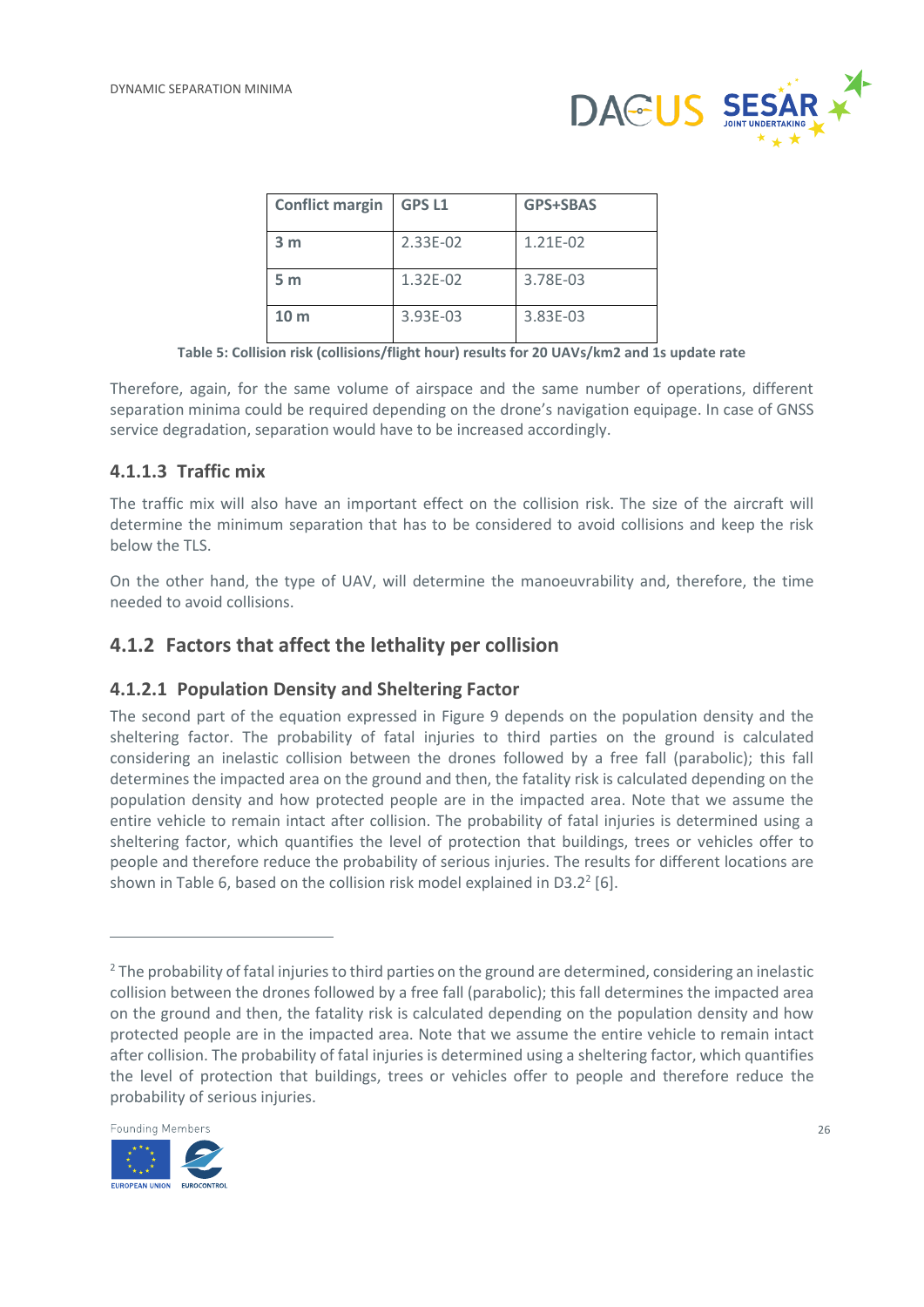| Conflict margin | GPS L1 | GPS+SBAS |
| --- | --- | --- |
| 3 m | 2.33E-02 | 1.21E-02 |
| 5 m | 1.32E-02 | 3.78E-03 |
| 10 m | 3.93E-03 | 3.83E-03 |

**Table 5: Collision risk (collisions/flight hour) results for 20 UAVs/km2 and 1s update rate**

Therefore, again, for the same volume of airspace and the same number of operations, different separation minima could be required depending on the drone's navigation equipage. In case of GNSS service degradation, separation would have to be increased accordingly.

#### 4.1.1.3 Traffic mix

The traffic mix will also have an important effect on the collision risk. The size of the aircraft will determine the minimum separation that has to be considered to avoid collisions and keep the risk below the TLS.

On the other hand, the type of UAV, will determine the manoeuvrability and, therefore, the time needed to avoid collisions.

### 4.1.2 Factors that affect the lethality per collision

#### 4.1.2.1 Population Density and Sheltering Factor

The second part of the equation expressed in Figure 9 depends on the population density and the sheltering factor. The probability of fatal injuries to third parties on the ground is calculated considering an inelastic collision between the drones followed by a free fall (parabolic); this fall determines the impacted area on the ground and then, the fatality risk is calculated depending on the population density and how protected people are in the impacted area. Note that we assume the entire vehicle to remain intact after collision. The probability of fatal injuries is determined using a sheltering factor, which quantifies the level of protection that buildings, trees or vehicles offer to people and therefore reduce the probability of serious injuries. The results for different locations are shown in Table 6, based on the collision risk model explained in D3.2[2] [6].

---

[2] The probability of fatal injuries to third parties on the ground are determined, considering an inelastic collision between the drones followed by a free fall (parabolic); this fall determines the impacted area on the ground and then, the fatality risk is calculated depending on the population density and how protected people are in the impacted area. Note that we assume the entire vehicle to remain intact after collision. The probability of fatal injuries is determined using a sheltering factor, which quantifies the level of protection that buildings, trees or vehicles offer to people and therefore reduce the probability of serious injuries.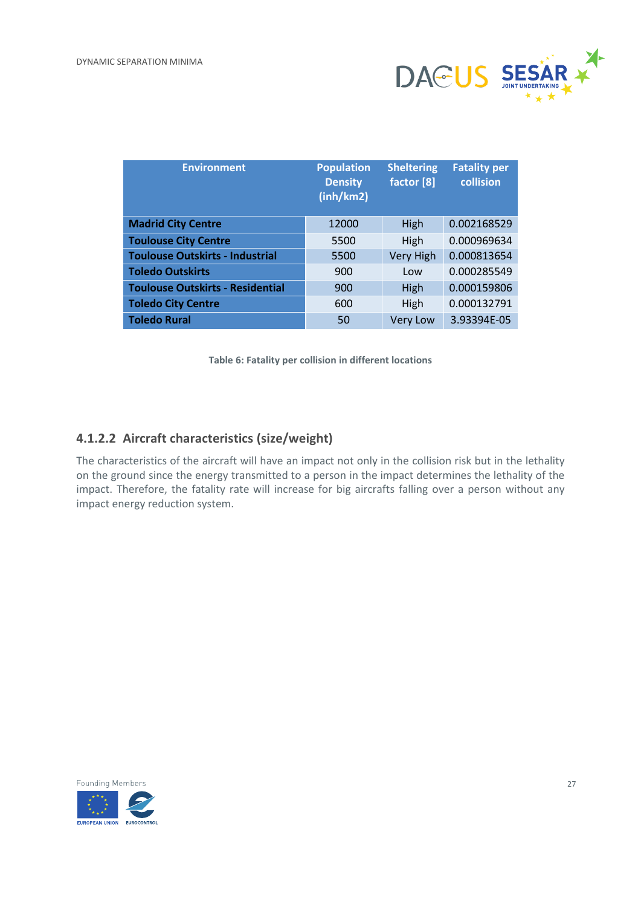| Environment | Population Density (inh/km2) | Sheltering factor [8] | Fatality per collision |
|---|---|---|---|
| **Madrid City Centre** | 12000 | High | 0.002168529 |
| **Toulouse City Centre** | 5500 | High | 0.000969634 |
| **Toulouse Outskirts - Industrial** | 5500 | Very High | 0.000813654 |
| **Toledo Outskirts** | 900 | Low | 0.000285549 |
| **Toulouse Outskirts - Residential** | 900 | High | 0.000159806 |
| **Toledo City Centre** | 600 | High | 0.000132791 |
| **Toledo Rural** | 50 | Very Low | 3.93394E-05 |

**Table 6: Fatality per collision in different locations**

### 4.1.2.2 Aircraft characteristics (size/weight)

The characteristics of the aircraft will have an impact not only in the collision risk but in the lethality on the ground since the energy transmitted to a person in the impact determines the lethality of the impact. Therefore, the fatality rate will increase for big aircrafts falling over a person without any impact energy reduction system.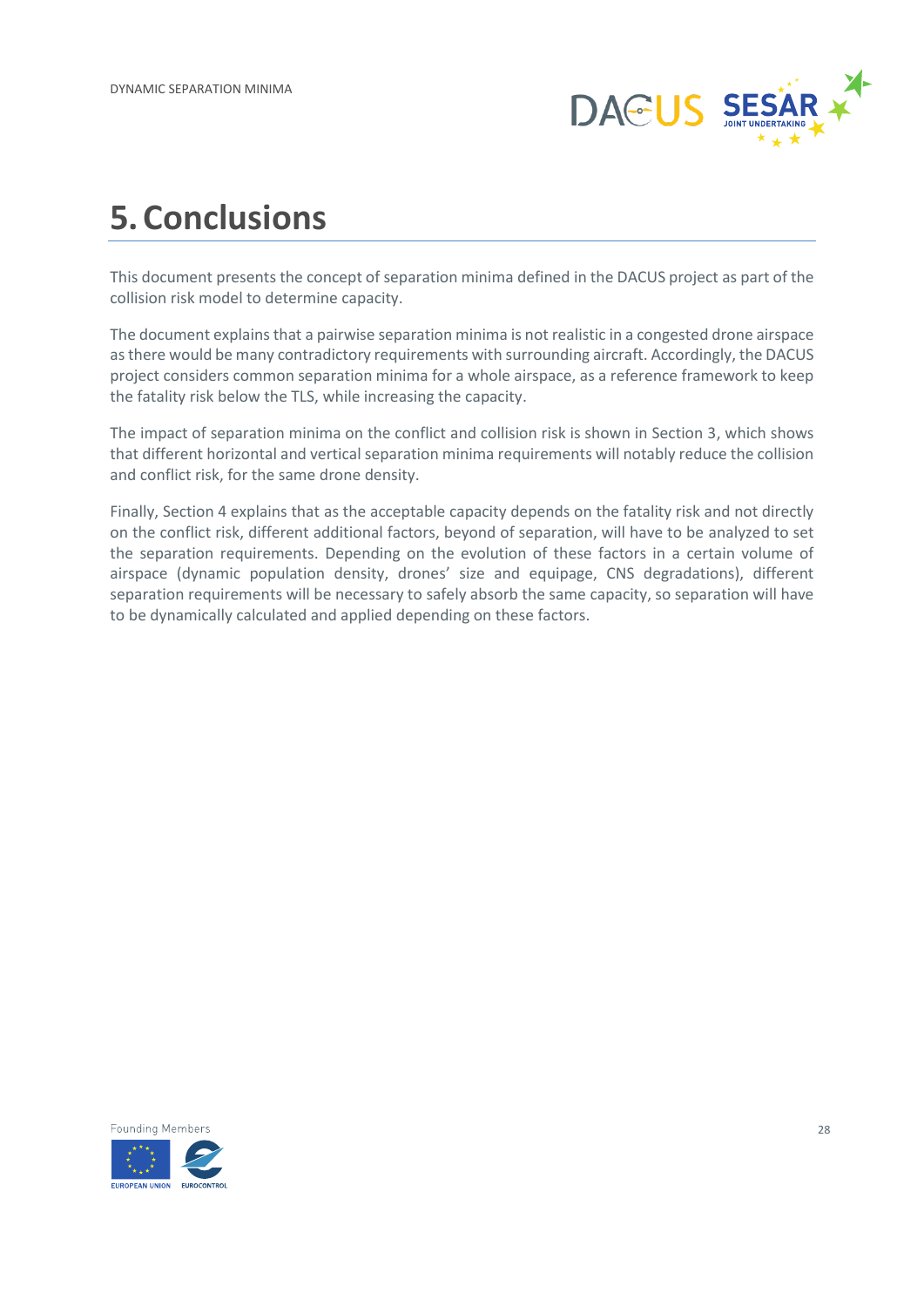# 5. Conclusions

This document presents the concept of separation minima defined in the DACUS project as part of the collision risk model to determine capacity.

The document explains that a pairwise separation minima is not realistic in a congested drone airspace as there would be many contradictory requirements with surrounding aircraft. Accordingly, the DACUS project considers common separation minima for a whole airspace, as a reference framework to keep the fatality risk below the TLS, while increasing the capacity.

The impact of separation minima on the conflict and collision risk is shown in Section 3, which shows that different horizontal and vertical separation minima requirements will notably reduce the collision and conflict risk, for the same drone density.

Finally, Section 4 explains that as the acceptable capacity depends on the fatality risk and not directly on the conflict risk, different additional factors, beyond of separation, will have to be analyzed to set the separation requirements. Depending on the evolution of these factors in a certain volume of airspace (dynamic population density, drones' size and equipage, CNS degradations), different separation requirements will be necessary to safely absorb the same capacity, so separation will have to be dynamically calculated and applied depending on these factors.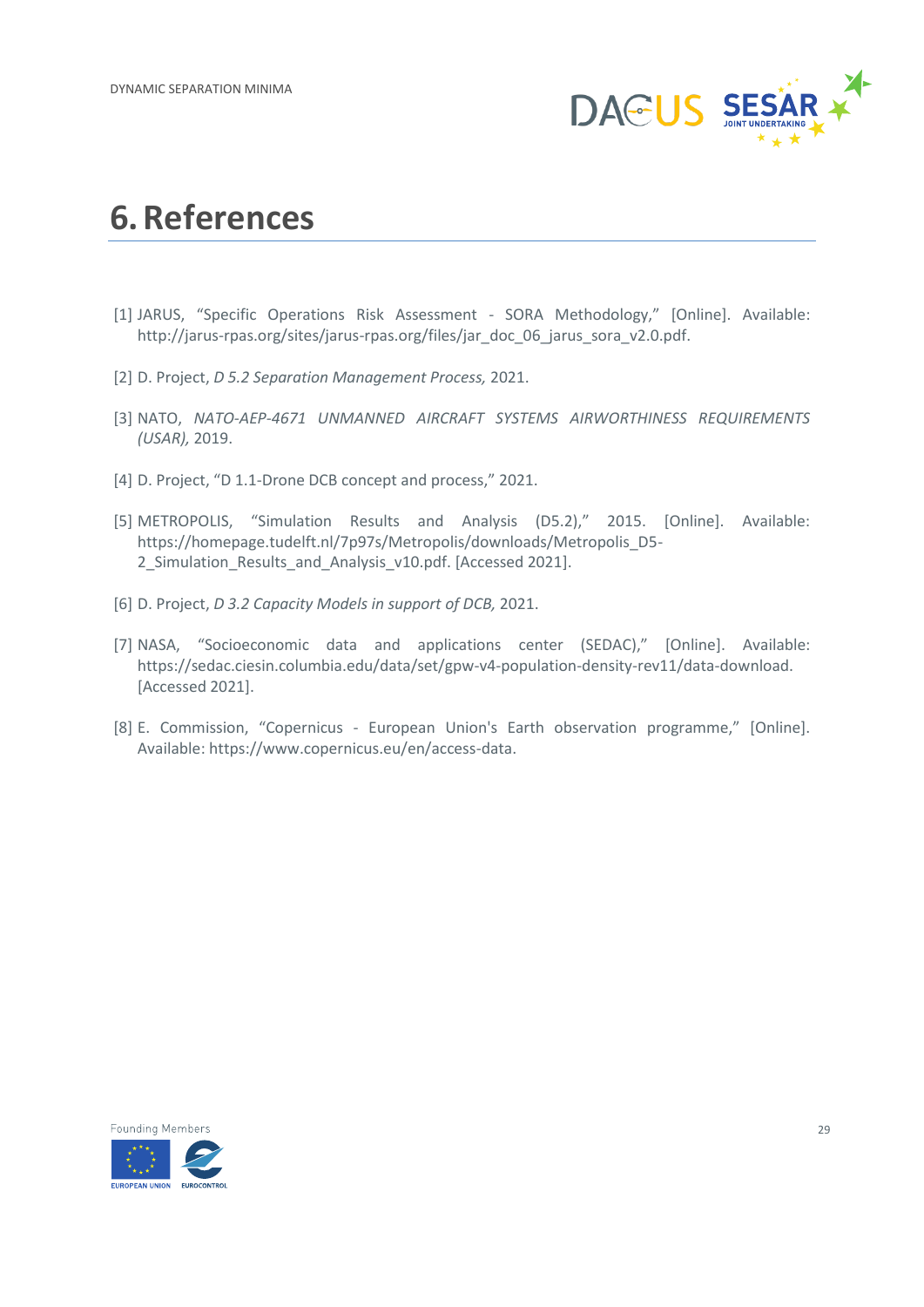# 6. References

[1] JARUS, "Specific Operations Risk Assessment - SORA Methodology," [Online]. Available: http://jarus-rpas.org/sites/jarus-rpas.org/files/jar_doc_06_jarus_sora_v2.0.pdf.

[2] D. Project, *D 5.2 Separation Management Process,* 2021.

[3] NATO, *NATO-AEP-4671 UNMANNED AIRCRAFT SYSTEMS AIRWORTHINESS REQUIREMENTS (USAR),* 2019.

[4] D. Project, "D 1.1-Drone DCB concept and process," 2021.

[5] METROPOLIS, "Simulation Results and Analysis (D5.2)," 2015. [Online]. Available: https://homepage.tudelft.nl/7p97s/Metropolis/downloads/Metropolis_D5-2_Simulation_Results_and_Analysis_v10.pdf. [Accessed 2021].

[6] D. Project, *D 3.2 Capacity Models in support of DCB,* 2021.

[7] NASA, "Socioeconomic data and applications center (SEDAC)," [Online]. Available: https://sedac.ciesin.columbia.edu/data/set/gpw-v4-population-density-rev11/data-download. [Accessed 2021].

[8] E. Commission, "Copernicus - European Union's Earth observation programme," [Online]. Available: https://www.copernicus.eu/en/access-data.